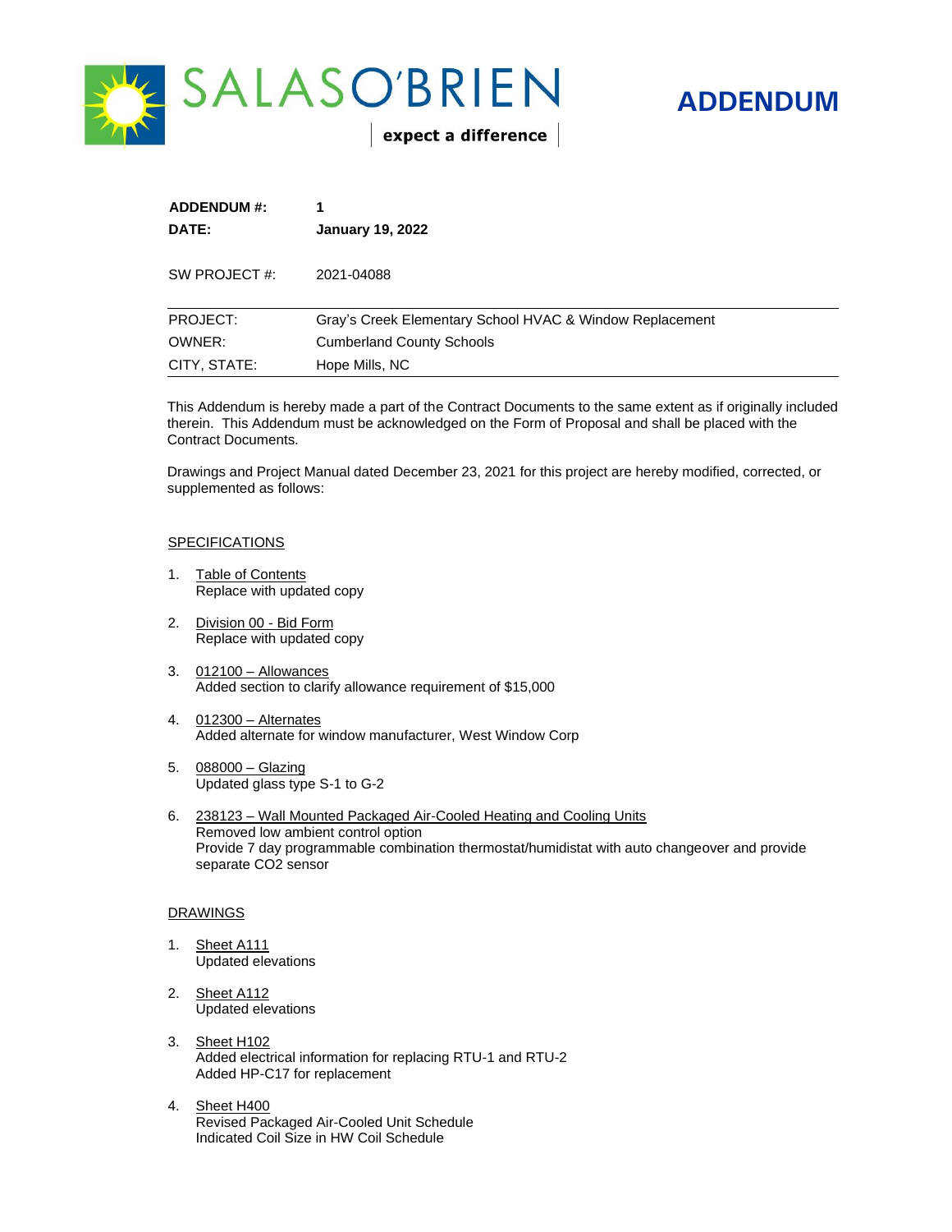SALASO'BRIEN

expect a difference

# ADDENDUM

| | |
|---|---|
| **ADDENDUM #:** | **1** |
| **DATE:** | **January 19, 2022** |
| SW PROJECT #: | 2021-04088 |
| PROJECT: | Gray's Creek Elementary School HVAC & Window Replacement |
| OWNER: | Cumberland County Schools |
| CITY, STATE: | Hope Mills, NC |

This Addendum is hereby made a part of the Contract Documents to the same extent as if originally included therein. This Addendum must be acknowledged on the Form of Proposal and shall be placed with the Contract Documents.

Drawings and Project Manual dated December 23, 2021 for this project are hereby modified, corrected, or supplemented as follows:

## SPECIFICATIONS

1. Table of Contents
   Replace with updated copy

2. Division 00 - Bid Form
   Replace with updated copy

3. 012100 – Allowances
   Added section to clarify allowance requirement of $15,000

4. 012300 – Alternates
   Added alternate for window manufacturer, West Window Corp

5. 088000 – Glazing
   Updated glass type S-1 to G-2

6. 238123 – Wall Mounted Packaged Air-Cooled Heating and Cooling Units
   Removed low ambient control option
   Provide 7 day programmable combination thermostat/humidistat with auto changeover and provide separate CO2 sensor

## DRAWINGS

1. Sheet A111
   Updated elevations

2. Sheet A112
   Updated elevations

3. Sheet H102
   Added electrical information for replacing RTU-1 and RTU-2
   Added HP-C17 for replacement

4. Sheet H400
   Revised Packaged Air-Cooled Unit Schedule
   Indicated Coil Size in HW Coil Schedule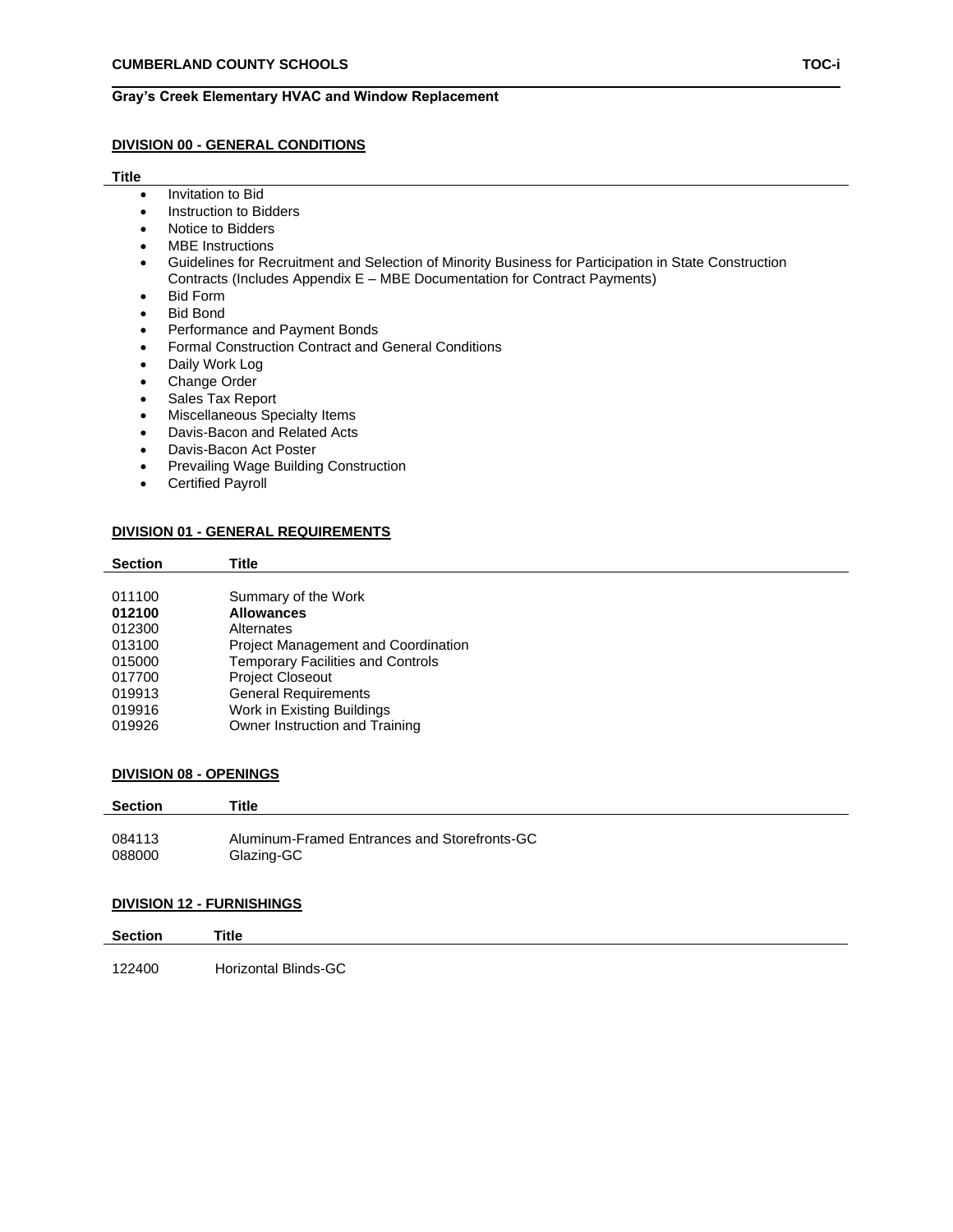## DIVISION 00 - GENERAL CONDITIONS

**Title**

- Invitation to Bid
- Instruction to Bidders
- Notice to Bidders
- MBE Instructions
- Guidelines for Recruitment and Selection of Minority Business for Participation in State Construction Contracts (Includes Appendix E – MBE Documentation for Contract Payments)
- Bid Form
- Bid Bond
- Performance and Payment Bonds
- Formal Construction Contract and General Conditions
- Daily Work Log
- Change Order
- Sales Tax Report
- Miscellaneous Specialty Items
- Davis-Bacon and Related Acts
- Davis-Bacon Act Poster
- Prevailing Wage Building Construction
- Certified Payroll

## DIVISION 01 - GENERAL REQUIREMENTS

| Section | Title |
|---|---|
| 011100 | Summary of the Work |
| **012100** | **Allowances** |
| 012300 | Alternates |
| 013100 | Project Management and Coordination |
| 015000 | Temporary Facilities and Controls |
| 017700 | Project Closeout |
| 019913 | General Requirements |
| 019916 | Work in Existing Buildings |
| 019926 | Owner Instruction and Training |

## DIVISION 08 - OPENINGS

| Section | Title |
|---|---|
| 084113 | Aluminum-Framed Entrances and Storefronts-GC |
| 088000 | Glazing-GC |

## DIVISION 12 - FURNISHINGS

| Section | Title |
|---|---|
| 122400 | Horizontal Blinds-GC |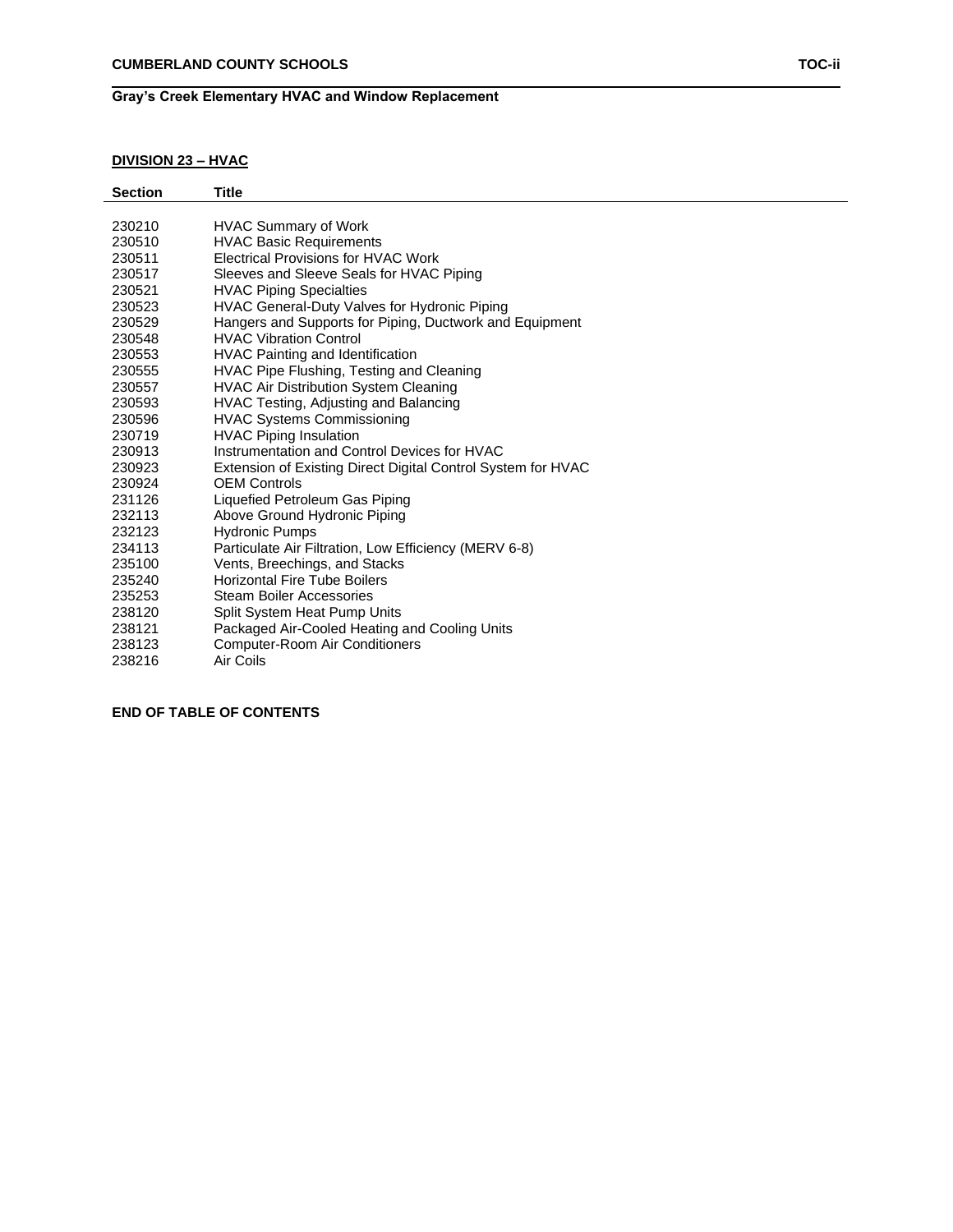## DIVISION 23 – HVAC

| Section | Title |
|---|---|
| 230210 | HVAC Summary of Work |
| 230510 | HVAC Basic Requirements |
| 230511 | Electrical Provisions for HVAC Work |
| 230517 | Sleeves and Sleeve Seals for HVAC Piping |
| 230521 | HVAC Piping Specialties |
| 230523 | HVAC General-Duty Valves for Hydronic Piping |
| 230529 | Hangers and Supports for Piping, Ductwork and Equipment |
| 230548 | HVAC Vibration Control |
| 230553 | HVAC Painting and Identification |
| 230555 | HVAC Pipe Flushing, Testing and Cleaning |
| 230557 | HVAC Air Distribution System Cleaning |
| 230593 | HVAC Testing, Adjusting and Balancing |
| 230596 | HVAC Systems Commissioning |
| 230719 | HVAC Piping Insulation |
| 230913 | Instrumentation and Control Devices for HVAC |
| 230923 | Extension of Existing Direct Digital Control System for HVAC |
| 230924 | OEM Controls |
| 231126 | Liquefied Petroleum Gas Piping |
| 232113 | Above Ground Hydronic Piping |
| 232123 | Hydronic Pumps |
| 234113 | Particulate Air Filtration, Low Efficiency (MERV 6-8) |
| 235100 | Vents, Breechings, and Stacks |
| 235240 | Horizontal Fire Tube Boilers |
| 235253 | Steam Boiler Accessories |
| 238120 | Split System Heat Pump Units |
| 238121 | Packaged Air-Cooled Heating and Cooling Units |
| 238123 | Computer-Room Air Conditioners |
| 238216 | Air Coils |

**END OF TABLE OF CONTENTS**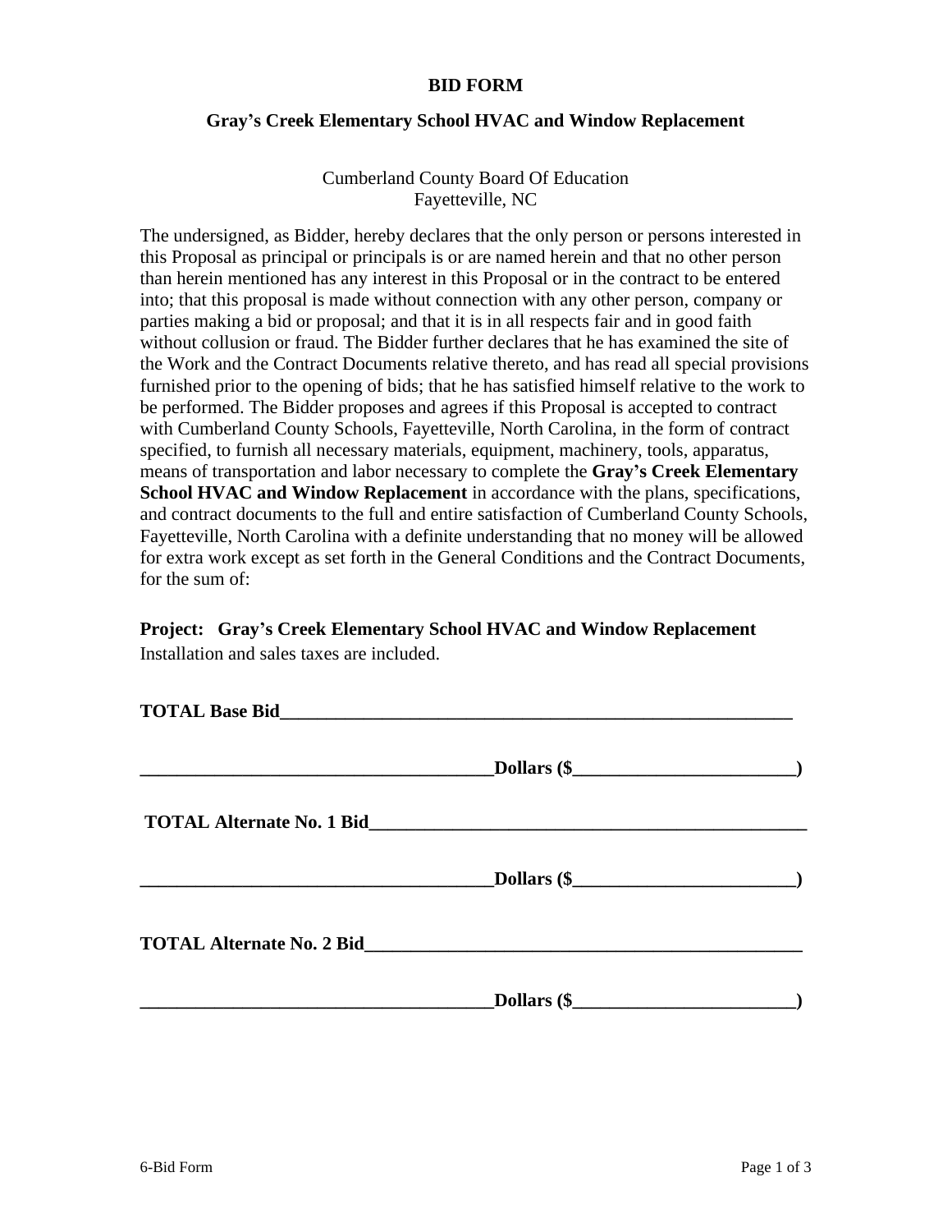# BID FORM

## Gray's Creek Elementary School HVAC and Window Replacement

Cumberland County Board Of Education
Fayetteville, NC

The undersigned, as Bidder, hereby declares that the only person or persons interested in this Proposal as principal or principals is or are named herein and that no other person than herein mentioned has any interest in this Proposal or in the contract to be entered into; that this proposal is made without connection with any other person, company or parties making a bid or proposal; and that it is in all respects fair and in good faith without collusion or fraud. The Bidder further declares that he has examined the site of the Work and the Contract Documents relative thereto, and has read all special provisions furnished prior to the opening of bids; that he has satisfied himself relative to the work to be performed. The Bidder proposes and agrees if this Proposal is accepted to contract with Cumberland County Schools, Fayetteville, North Carolina, in the form of contract specified, to furnish all necessary materials, equipment, machinery, tools, apparatus, means of transportation and labor necessary to complete the **Gray's Creek Elementary School HVAC and Window Replacement** in accordance with the plans, specifications, and contract documents to the full and entire satisfaction of Cumberland County Schools, Fayetteville, North Carolina with a definite understanding that no money will be allowed for extra work except as set forth in the General Conditions and the Contract Documents, for the sum of:

**Project: Gray's Creek Elementary School HVAC and Window Replacement**
Installation and sales taxes are included.

**TOTAL Base Bid__________________________________________________________**

**_______________________________________Dollars ($________________________)**

**TOTAL Alternate No. 1 Bid_________________________________________________**

**_______________________________________Dollars ($________________________)**

**TOTAL Alternate No. 2 Bid_________________________________________________**

**_______________________________________Dollars ($________________________)**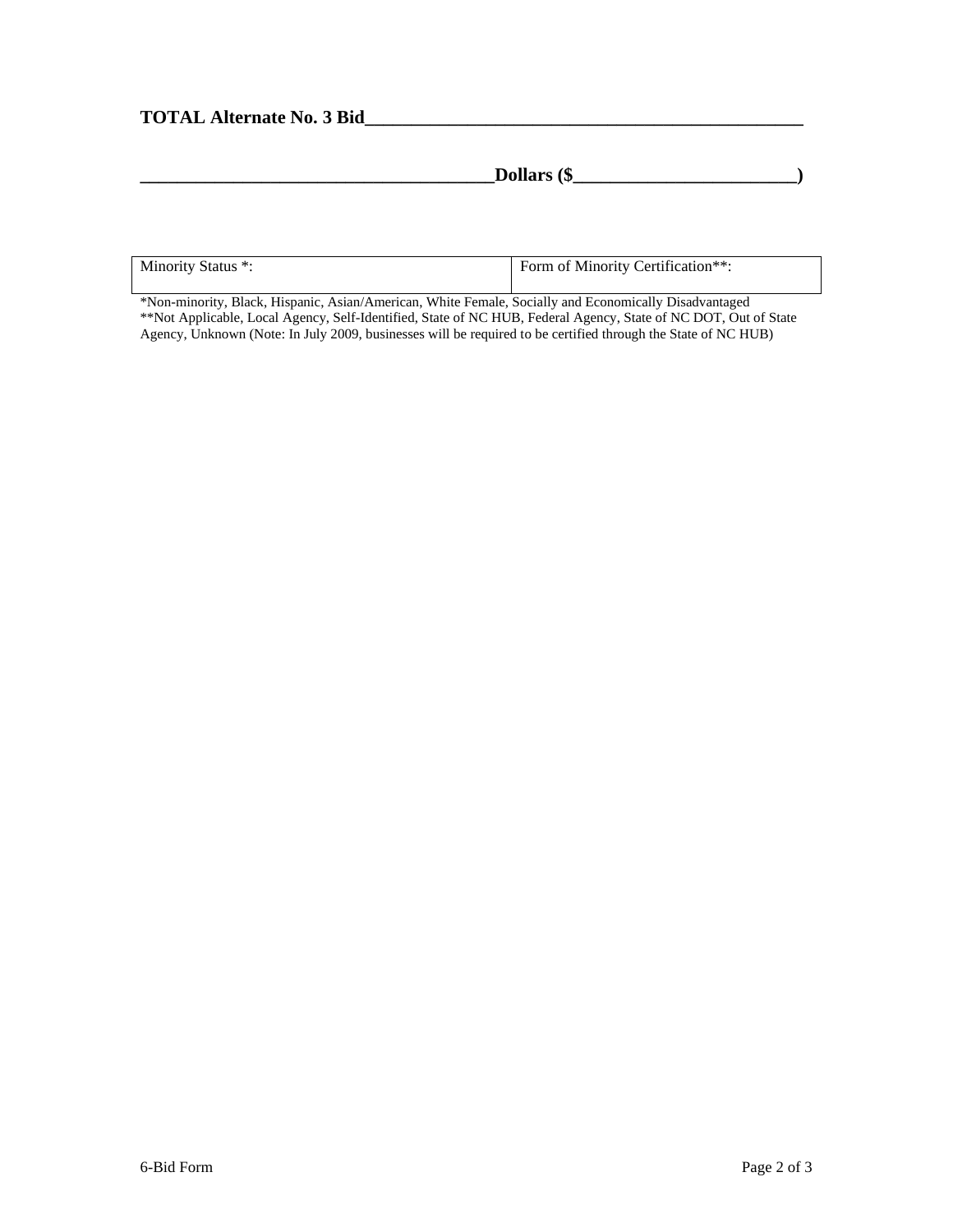**TOTAL Alternate No. 3 Bid_______________________________________________**

**_______________________________________Dollars ($________________________)**

| Minority Status *: | Form of Minority Certification**: |
|---|---|
| | |

*Non-minority, Black, Hispanic, Asian/American, White Female, Socially and Economically Disadvantaged
**Not Applicable, Local Agency, Self-Identified, State of NC HUB, Federal Agency, State of NC DOT, Out of State Agency, Unknown (Note: In July 2009, businesses will be required to be certified through the State of NC HUB)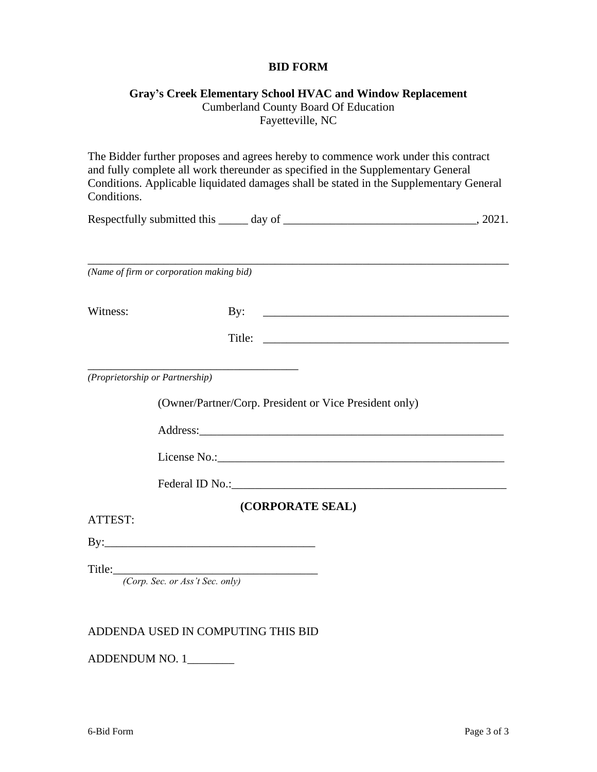# BID FORM

**Gray's Creek Elementary School HVAC and Window Replacement**
Cumberland County Board Of Education
Fayetteville, NC

The Bidder further proposes and agrees hereby to commence work under this contract and fully complete all work thereunder as specified in the Supplementary General Conditions. Applicable liquidated damages shall be stated in the Supplementary General Conditions.

Respectfully submitted this _____ day of _________________________________, 2021.

___________________________________________________________________________
*(Name of firm or corporation making bid)*

Witness: By: ___________________________________________

Title: ___________________________________________

_____________________________________
*(Proprietorship or Partnership)*

(Owner/Partner/Corp. President or Vice President only)

Address:_______________________________________________________

License No.:____________________________________________________

Federal ID No.:_________________________________________________

**(CORPORATE SEAL)**

ATTEST:

By:___________________________________

Title:__________________________________
*(Corp. Sec. or Ass't Sec. only)*

ADDENDA USED IN COMPUTING THIS BID

ADDENDUM NO. 1________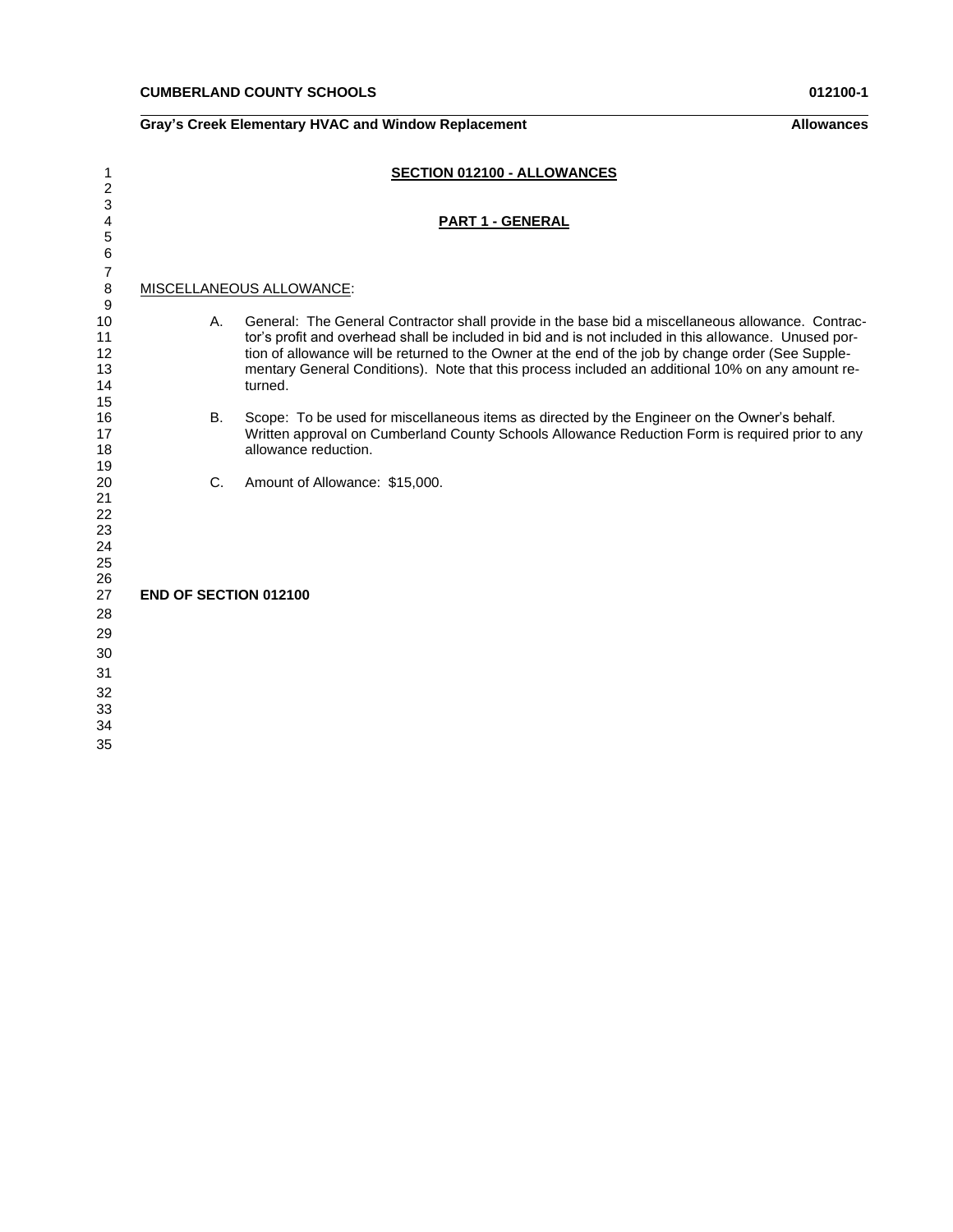# SECTION 012100 - ALLOWANCES

## PART 1 - GENERAL

MISCELLANEOUS ALLOWANCE:

A. General: The General Contractor shall provide in the base bid a miscellaneous allowance. Contractor's profit and overhead shall be included in bid and is not included in this allowance. Unused portion of allowance will be returned to the Owner at the end of the job by change order (See Supplementary General Conditions). Note that this process included an additional 10% on any amount returned.

B. Scope: To be used for miscellaneous items as directed by the Engineer on the Owner's behalf. Written approval on Cumberland County Schools Allowance Reduction Form is required prior to any allowance reduction.

C. Amount of Allowance: $15,000.

**END OF SECTION 012100**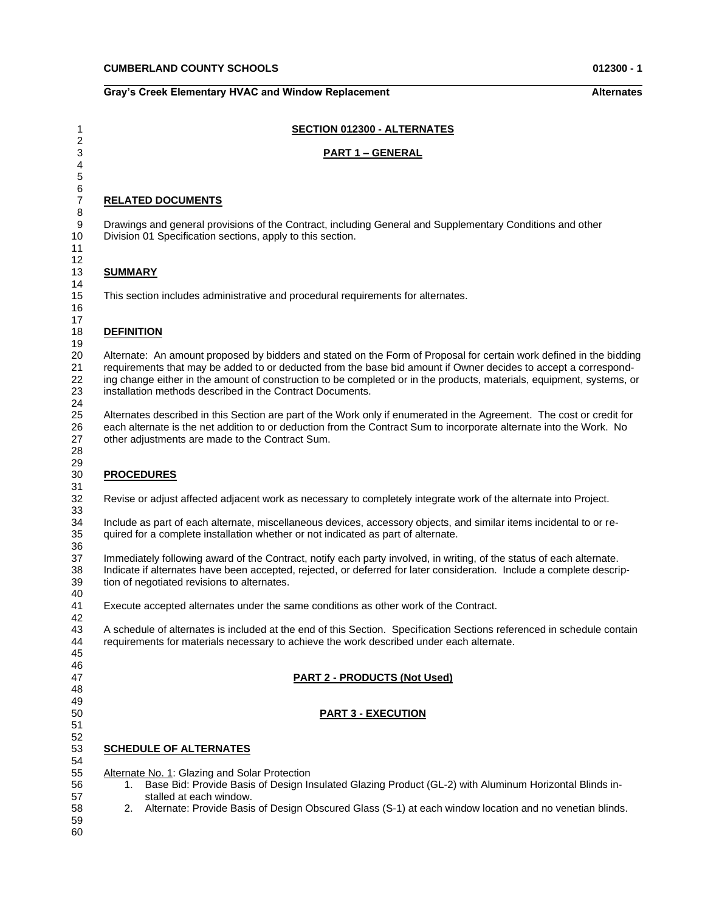# SECTION 012300 - ALTERNATES

## PART 1 – GENERAL

### RELATED DOCUMENTS

Drawings and general provisions of the Contract, including General and Supplementary Conditions and other Division 01 Specification sections, apply to this section.

### SUMMARY

This section includes administrative and procedural requirements for alternates.

### DEFINITION

Alternate: An amount proposed by bidders and stated on the Form of Proposal for certain work defined in the bidding requirements that may be added to or deducted from the base bid amount if Owner decides to accept a corresponding change either in the amount of construction to be completed or in the products, materials, equipment, systems, or installation methods described in the Contract Documents.

Alternates described in this Section are part of the Work only if enumerated in the Agreement. The cost or credit for each alternate is the net addition to or deduction from the Contract Sum to incorporate alternate into the Work. No other adjustments are made to the Contract Sum.

### PROCEDURES

Revise or adjust affected adjacent work as necessary to completely integrate work of the alternate into Project.

Include as part of each alternate, miscellaneous devices, accessory objects, and similar items incidental to or required for a complete installation whether or not indicated as part of alternate.

Immediately following award of the Contract, notify each party involved, in writing, of the status of each alternate. Indicate if alternates have been accepted, rejected, or deferred for later consideration. Include a complete description of negotiated revisions to alternates.

Execute accepted alternates under the same conditions as other work of the Contract.

A schedule of alternates is included at the end of this Section. Specification Sections referenced in schedule contain requirements for materials necessary to achieve the work described under each alternate.

## PART 2 - PRODUCTS (Not Used)

## PART 3 - EXECUTION

### SCHEDULE OF ALTERNATES

Alternate No. 1: Glazing and Solar Protection

1. Base Bid: Provide Basis of Design Insulated Glazing Product (GL-2) with Aluminum Horizontal Blinds installed at each window.
2. Alternate: Provide Basis of Design Obscured Glass (S-1) at each window location and no venetian blinds.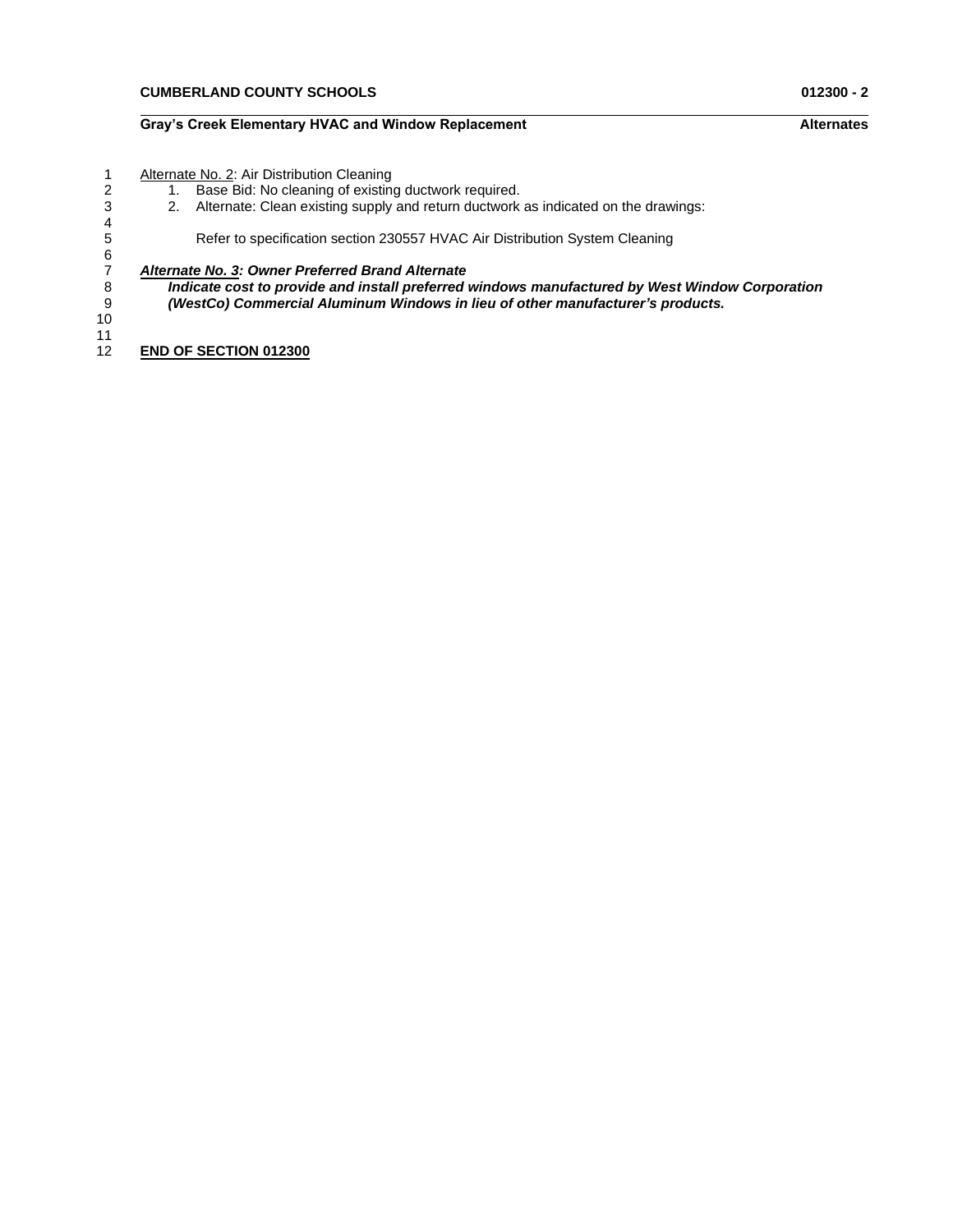Alternate No. 2: Air Distribution Cleaning

1. Base Bid: No cleaning of existing ductwork required.
2. Alternate: Clean existing supply and return ductwork as indicated on the drawings:

   Refer to specification section 230557 HVAC Air Distribution System Cleaning

***Alternate No. 3: Owner Preferred Brand Alternate***

***Indicate cost to provide and install preferred windows manufactured by West Window Corporation (WestCo) Commercial Aluminum Windows in lieu of other manufacturer's products.***

**END OF SECTION 012300**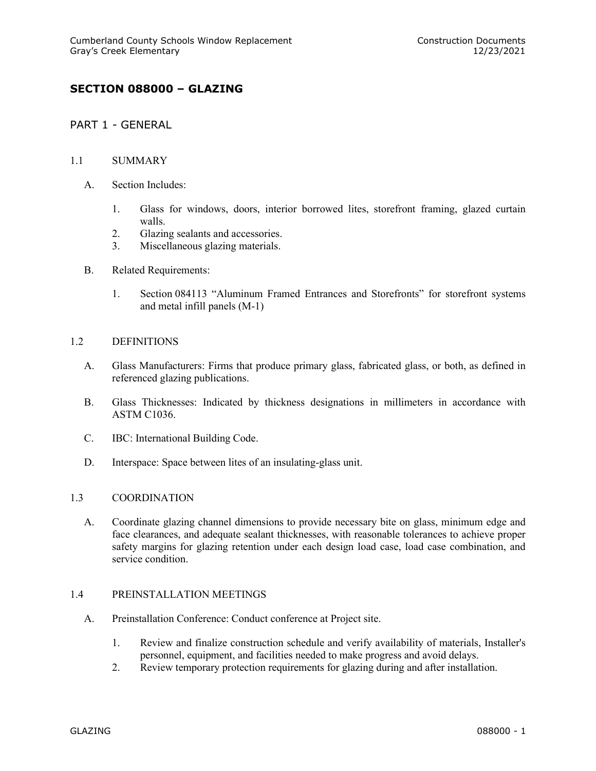## SECTION 088000 – GLAZING

### PART 1 - GENERAL

#### 1.1 SUMMARY

A. Section Includes:

1. Glass for windows, doors, interior borrowed lites, storefront framing, glazed curtain walls.
2. Glazing sealants and accessories.
3. Miscellaneous glazing materials.

B. Related Requirements:

1. Section 084113 "Aluminum Framed Entrances and Storefronts" for storefront systems and metal infill panels (M-1)

#### 1.2 DEFINITIONS

A. Glass Manufacturers: Firms that produce primary glass, fabricated glass, or both, as defined in referenced glazing publications.

B. Glass Thicknesses: Indicated by thickness designations in millimeters in accordance with ASTM C1036.

C. IBC: International Building Code.

D. Interspace: Space between lites of an insulating-glass unit.

#### 1.3 COORDINATION

A. Coordinate glazing channel dimensions to provide necessary bite on glass, minimum edge and face clearances, and adequate sealant thicknesses, with reasonable tolerances to achieve proper safety margins for glazing retention under each design load case, load case combination, and service condition.

#### 1.4 PREINSTALLATION MEETINGS

A. Preinstallation Conference: Conduct conference at Project site.

1. Review and finalize construction schedule and verify availability of materials, Installer's personnel, equipment, and facilities needed to make progress and avoid delays.
2. Review temporary protection requirements for glazing during and after installation.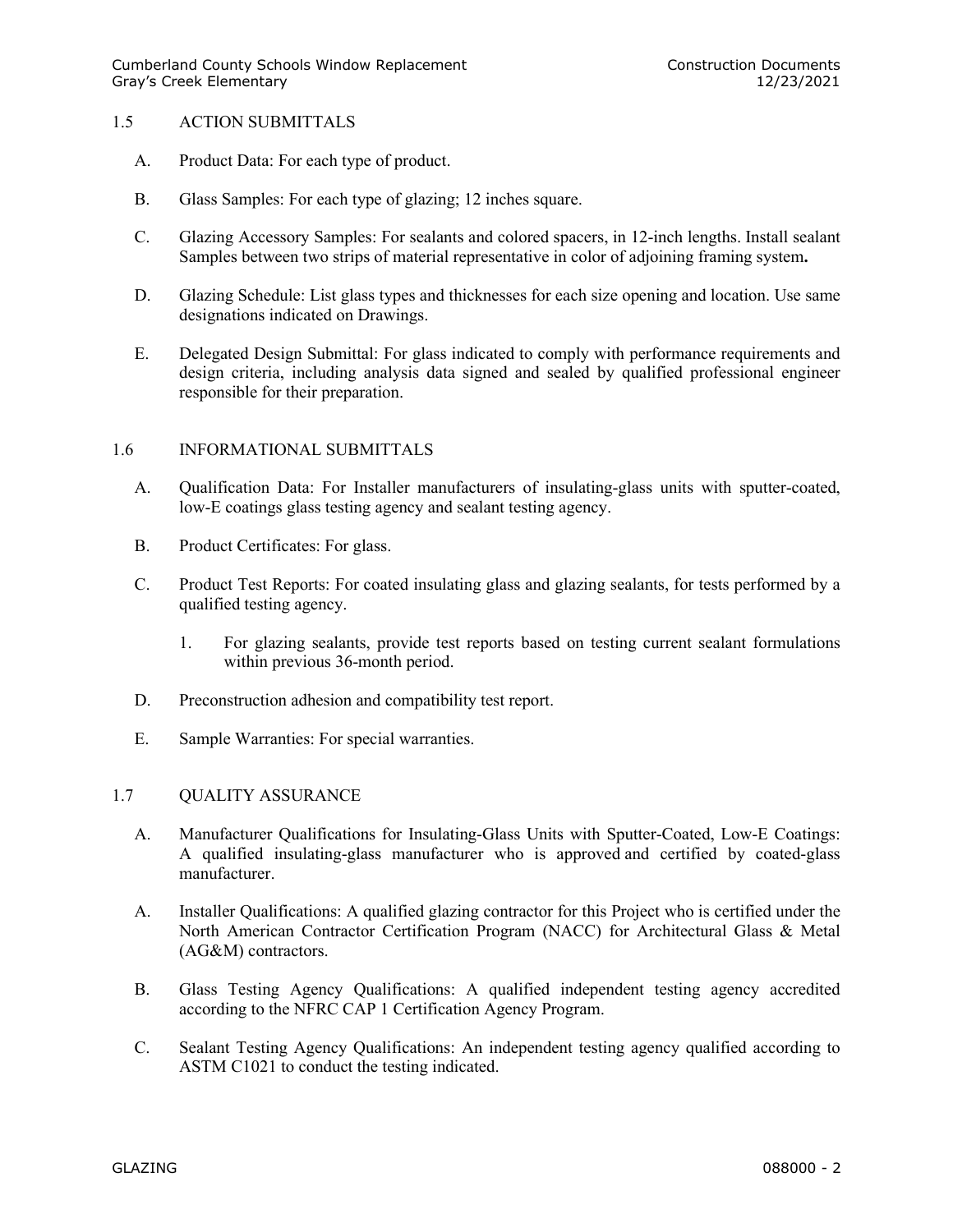## 1.5 ACTION SUBMITTALS

A. Product Data: For each type of product.

B. Glass Samples: For each type of glazing; 12 inches square.

C. Glazing Accessory Samples: For sealants and colored spacers, in 12-inch lengths. Install sealant Samples between two strips of material representative in color of adjoining framing system**.**

D. Glazing Schedule: List glass types and thicknesses for each size opening and location. Use same designations indicated on Drawings.

E. Delegated Design Submittal: For glass indicated to comply with performance requirements and design criteria, including analysis data signed and sealed by qualified professional engineer responsible for their preparation.

## 1.6 INFORMATIONAL SUBMITTALS

A. Qualification Data: For Installer manufacturers of insulating-glass units with sputter-coated, low-E coatings glass testing agency and sealant testing agency.

B. Product Certificates: For glass.

C. Product Test Reports: For coated insulating glass and glazing sealants, for tests performed by a qualified testing agency.

1. For glazing sealants, provide test reports based on testing current sealant formulations within previous 36-month period.

D. Preconstruction adhesion and compatibility test report.

E. Sample Warranties: For special warranties.

## 1.7 QUALITY ASSURANCE

A. Manufacturer Qualifications for Insulating-Glass Units with Sputter-Coated, Low-E Coatings: A qualified insulating-glass manufacturer who is approved and certified by coated-glass manufacturer.

A. Installer Qualifications: A qualified glazing contractor for this Project who is certified under the North American Contractor Certification Program (NACC) for Architectural Glass & Metal (AG&M) contractors.

B. Glass Testing Agency Qualifications: A qualified independent testing agency accredited according to the NFRC CAP 1 Certification Agency Program.

C. Sealant Testing Agency Qualifications: An independent testing agency qualified according to ASTM C1021 to conduct the testing indicated.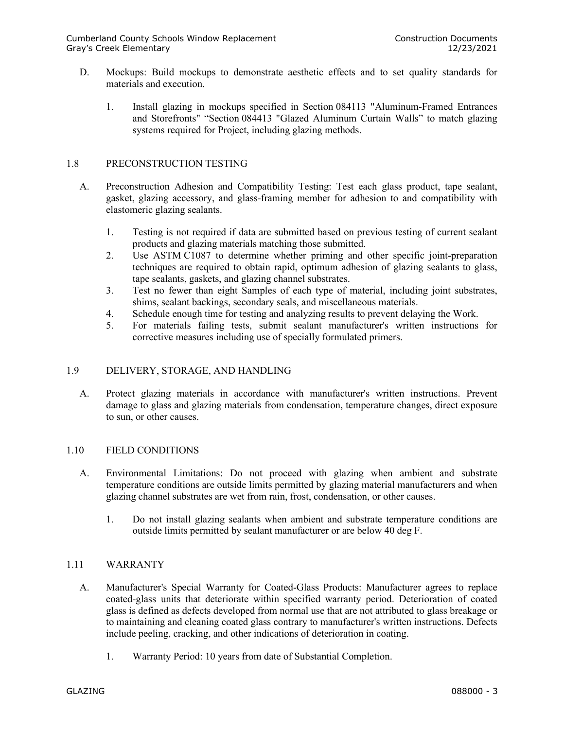D. Mockups: Build mockups to demonstrate aesthetic effects and to set quality standards for materials and execution.

1. Install glazing in mockups specified in Section 084113 "Aluminum-Framed Entrances and Storefronts" "Section 084413 "Glazed Aluminum Curtain Walls" to match glazing systems required for Project, including glazing methods.

## 1.8 PRECONSTRUCTION TESTING

A. Preconstruction Adhesion and Compatibility Testing: Test each glass product, tape sealant, gasket, glazing accessory, and glass-framing member for adhesion to and compatibility with elastomeric glazing sealants.

1. Testing is not required if data are submitted based on previous testing of current sealant products and glazing materials matching those submitted.
2. Use ASTM C1087 to determine whether priming and other specific joint-preparation techniques are required to obtain rapid, optimum adhesion of glazing sealants to glass, tape sealants, gaskets, and glazing channel substrates.
3. Test no fewer than eight Samples of each type of material, including joint substrates, shims, sealant backings, secondary seals, and miscellaneous materials.
4. Schedule enough time for testing and analyzing results to prevent delaying the Work.
5. For materials failing tests, submit sealant manufacturer's written instructions for corrective measures including use of specially formulated primers.

## 1.9 DELIVERY, STORAGE, AND HANDLING

A. Protect glazing materials in accordance with manufacturer's written instructions. Prevent damage to glass and glazing materials from condensation, temperature changes, direct exposure to sun, or other causes.

## 1.10 FIELD CONDITIONS

A. Environmental Limitations: Do not proceed with glazing when ambient and substrate temperature conditions are outside limits permitted by glazing material manufacturers and when glazing channel substrates are wet from rain, frost, condensation, or other causes.

1. Do not install glazing sealants when ambient and substrate temperature conditions are outside limits permitted by sealant manufacturer or are below 40 deg F.

## 1.11 WARRANTY

A. Manufacturer's Special Warranty for Coated-Glass Products: Manufacturer agrees to replace coated-glass units that deteriorate within specified warranty period. Deterioration of coated glass is defined as defects developed from normal use that are not attributed to glass breakage or to maintaining and cleaning coated glass contrary to manufacturer's written instructions. Defects include peeling, cracking, and other indications of deterioration in coating.

1. Warranty Period: 10 years from date of Substantial Completion.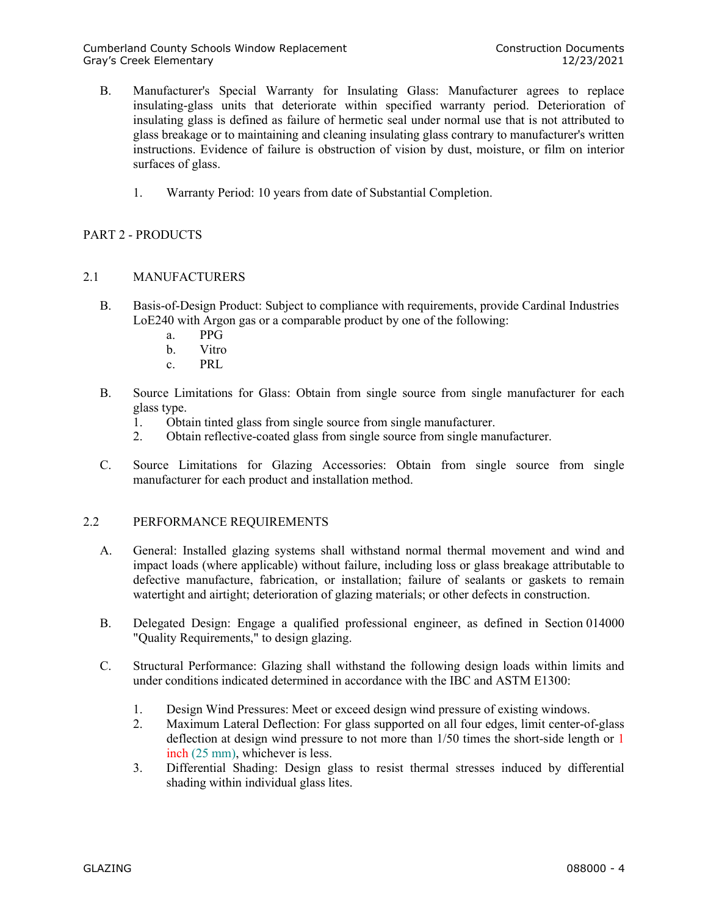B. Manufacturer's Special Warranty for Insulating Glass: Manufacturer agrees to replace insulating-glass units that deteriorate within specified warranty period. Deterioration of insulating glass is defined as failure of hermetic seal under normal use that is not attributed to glass breakage or to maintaining and cleaning insulating glass contrary to manufacturer's written instructions. Evidence of failure is obstruction of vision by dust, moisture, or film on interior surfaces of glass.

1. Warranty Period: 10 years from date of Substantial Completion.

## PART 2 - PRODUCTS

### 2.1 MANUFACTURERS

B. Basis-of-Design Product: Subject to compliance with requirements, provide Cardinal Industries LoE240 with Argon gas or a comparable product by one of the following:
   a. PPG
   b. Vitro
   c. PRL

B. Source Limitations for Glass: Obtain from single source from single manufacturer for each glass type.
   1. Obtain tinted glass from single source from single manufacturer.
   2. Obtain reflective-coated glass from single source from single manufacturer.

C. Source Limitations for Glazing Accessories: Obtain from single source from single manufacturer for each product and installation method.

### 2.2 PERFORMANCE REQUIREMENTS

A. General: Installed glazing systems shall withstand normal thermal movement and wind and impact loads (where applicable) without failure, including loss or glass breakage attributable to defective manufacture, fabrication, or installation; failure of sealants or gaskets to remain watertight and airtight; deterioration of glazing materials; or other defects in construction.

B. Delegated Design: Engage a qualified professional engineer, as defined in Section 014000 "Quality Requirements," to design glazing.

C. Structural Performance: Glazing shall withstand the following design loads within limits and under conditions indicated determined in accordance with the IBC and ASTM E1300:

1. Design Wind Pressures: Meet or exceed design wind pressure of existing windows.
2. Maximum Lateral Deflection: For glass supported on all four edges, limit center-of-glass deflection at design wind pressure to not more than 1/50 times the short-side length or 1 inch (25 mm), whichever is less.
3. Differential Shading: Design glass to resist thermal stresses induced by differential shading within individual glass lites.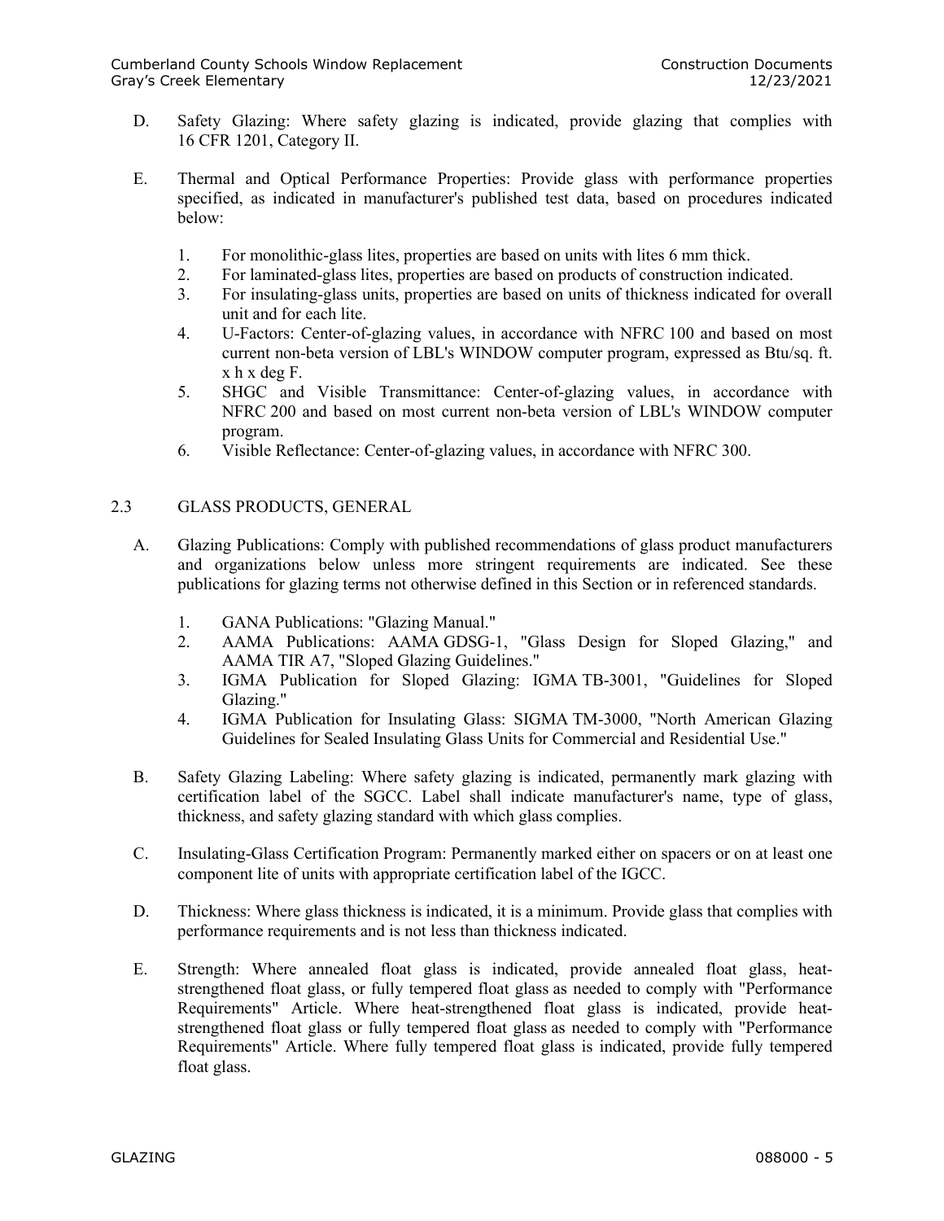D. Safety Glazing: Where safety glazing is indicated, provide glazing that complies with 16 CFR 1201, Category II.

E. Thermal and Optical Performance Properties: Provide glass with performance properties specified, as indicated in manufacturer's published test data, based on procedures indicated below:

1. For monolithic-glass lites, properties are based on units with lites 6 mm thick.
2. For laminated-glass lites, properties are based on products of construction indicated.
3. For insulating-glass units, properties are based on units of thickness indicated for overall unit and for each lite.
4. U-Factors: Center-of-glazing values, in accordance with NFRC 100 and based on most current non-beta version of LBL's WINDOW computer program, expressed as Btu/sq. ft. x h x deg F.
5. SHGC and Visible Transmittance: Center-of-glazing values, in accordance with NFRC 200 and based on most current non-beta version of LBL's WINDOW computer program.
6. Visible Reflectance: Center-of-glazing values, in accordance with NFRC 300.

## 2.3 GLASS PRODUCTS, GENERAL

A. Glazing Publications: Comply with published recommendations of glass product manufacturers and organizations below unless more stringent requirements are indicated. See these publications for glazing terms not otherwise defined in this Section or in referenced standards.

1. GANA Publications: "Glazing Manual."
2. AAMA Publications: AAMA GDSG-1, "Glass Design for Sloped Glazing," and AAMA TIR A7, "Sloped Glazing Guidelines."
3. IGMA Publication for Sloped Glazing: IGMA TB-3001, "Guidelines for Sloped Glazing."
4. IGMA Publication for Insulating Glass: SIGMA TM-3000, "North American Glazing Guidelines for Sealed Insulating Glass Units for Commercial and Residential Use."

B. Safety Glazing Labeling: Where safety glazing is indicated, permanently mark glazing with certification label of the SGCC. Label shall indicate manufacturer's name, type of glass, thickness, and safety glazing standard with which glass complies.

C. Insulating-Glass Certification Program: Permanently marked either on spacers or on at least one component lite of units with appropriate certification label of the IGCC.

D. Thickness: Where glass thickness is indicated, it is a minimum. Provide glass that complies with performance requirements and is not less than thickness indicated.

E. Strength: Where annealed float glass is indicated, provide annealed float glass, heat-strengthened float glass, or fully tempered float glass as needed to comply with "Performance Requirements" Article. Where heat-strengthened float glass is indicated, provide heat-strengthened float glass or fully tempered float glass as needed to comply with "Performance Requirements" Article. Where fully tempered float glass is indicated, provide fully tempered float glass.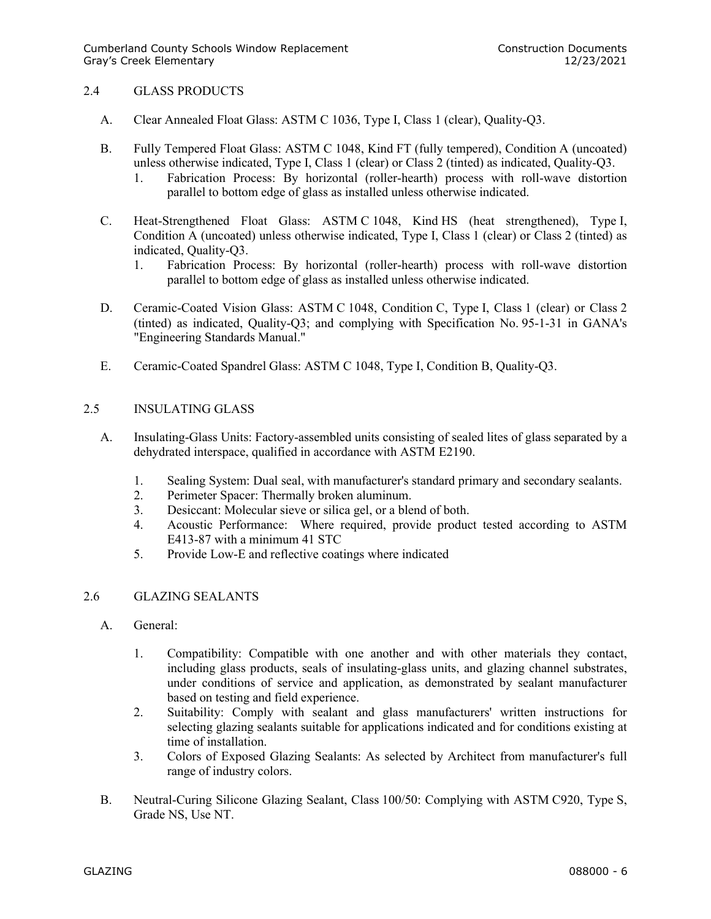## 2.4 GLASS PRODUCTS

A. Clear Annealed Float Glass: ASTM C 1036, Type I, Class 1 (clear), Quality-Q3.

B. Fully Tempered Float Glass: ASTM C 1048, Kind FT (fully tempered), Condition A (uncoated) unless otherwise indicated, Type I, Class 1 (clear) or Class 2 (tinted) as indicated, Quality-Q3.
   1. Fabrication Process: By horizontal (roller-hearth) process with roll-wave distortion parallel to bottom edge of glass as installed unless otherwise indicated.

C. Heat-Strengthened Float Glass: ASTM C 1048, Kind HS (heat strengthened), Type I, Condition A (uncoated) unless otherwise indicated, Type I, Class 1 (clear) or Class 2 (tinted) as indicated, Quality-Q3.
   1. Fabrication Process: By horizontal (roller-hearth) process with roll-wave distortion parallel to bottom edge of glass as installed unless otherwise indicated.

D. Ceramic-Coated Vision Glass: ASTM C 1048, Condition C, Type I, Class 1 (clear) or Class 2 (tinted) as indicated, Quality-Q3; and complying with Specification No. 95-1-31 in GANA's "Engineering Standards Manual."

E. Ceramic-Coated Spandrel Glass: ASTM C 1048, Type I, Condition B, Quality-Q3.

## 2.5 INSULATING GLASS

A. Insulating-Glass Units: Factory-assembled units consisting of sealed lites of glass separated by a dehydrated interspace, qualified in accordance with ASTM E2190.

   1. Sealing System: Dual seal, with manufacturer's standard primary and secondary sealants.
   2. Perimeter Spacer: Thermally broken aluminum.
   3. Desiccant: Molecular sieve or silica gel, or a blend of both.
   4. Acoustic Performance: Where required, provide product tested according to ASTM E413-87 with a minimum 41 STC
   5. Provide Low-E and reflective coatings where indicated

## 2.6 GLAZING SEALANTS

A. General:

   1. Compatibility: Compatible with one another and with other materials they contact, including glass products, seals of insulating-glass units, and glazing channel substrates, under conditions of service and application, as demonstrated by sealant manufacturer based on testing and field experience.
   2. Suitability: Comply with sealant and glass manufacturers' written instructions for selecting glazing sealants suitable for applications indicated and for conditions existing at time of installation.
   3. Colors of Exposed Glazing Sealants: As selected by Architect from manufacturer's full range of industry colors.

B. Neutral-Curing Silicone Glazing Sealant, Class 100/50: Complying with ASTM C920, Type S, Grade NS, Use NT.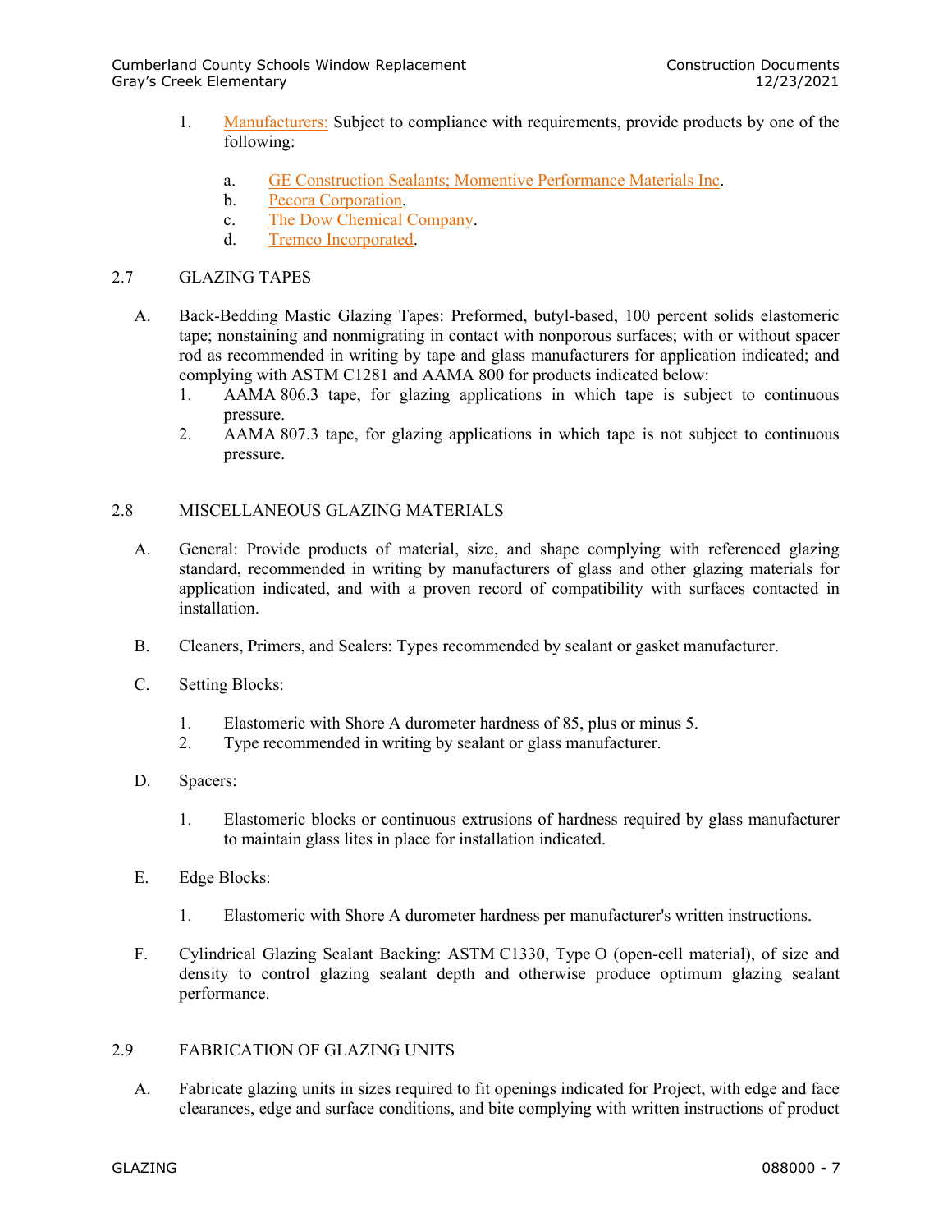1. Manufacturers: Subject to compliance with requirements, provide products by one of the following:

    a. GE Construction Sealants; Momentive Performance Materials Inc.
    b. Pecora Corporation.
    c. The Dow Chemical Company.
    d. Tremco Incorporated.

## 2.7 GLAZING TAPES

A. Back-Bedding Mastic Glazing Tapes: Preformed, butyl-based, 100 percent solids elastomeric tape; nonstaining and nonmigrating in contact with nonporous surfaces; with or without spacer rod as recommended in writing by tape and glass manufacturers for application indicated; and complying with ASTM C1281 and AAMA 800 for products indicated below:

1. AAMA 806.3 tape, for glazing applications in which tape is subject to continuous pressure.
2. AAMA 807.3 tape, for glazing applications in which tape is not subject to continuous pressure.

## 2.8 MISCELLANEOUS GLAZING MATERIALS

A. General: Provide products of material, size, and shape complying with referenced glazing standard, recommended in writing by manufacturers of glass and other glazing materials for application indicated, and with a proven record of compatibility with surfaces contacted in installation.

B. Cleaners, Primers, and Sealers: Types recommended by sealant or gasket manufacturer.

C. Setting Blocks:

1. Elastomeric with Shore A durometer hardness of 85, plus or minus 5.
2. Type recommended in writing by sealant or glass manufacturer.

D. Spacers:

1. Elastomeric blocks or continuous extrusions of hardness required by glass manufacturer to maintain glass lites in place for installation indicated.

E. Edge Blocks:

1. Elastomeric with Shore A durometer hardness per manufacturer's written instructions.

F. Cylindrical Glazing Sealant Backing: ASTM C1330, Type O (open-cell material), of size and density to control glazing sealant depth and otherwise produce optimum glazing sealant performance.

## 2.9 FABRICATION OF GLAZING UNITS

A. Fabricate glazing units in sizes required to fit openings indicated for Project, with edge and face clearances, edge and surface conditions, and bite complying with written instructions of product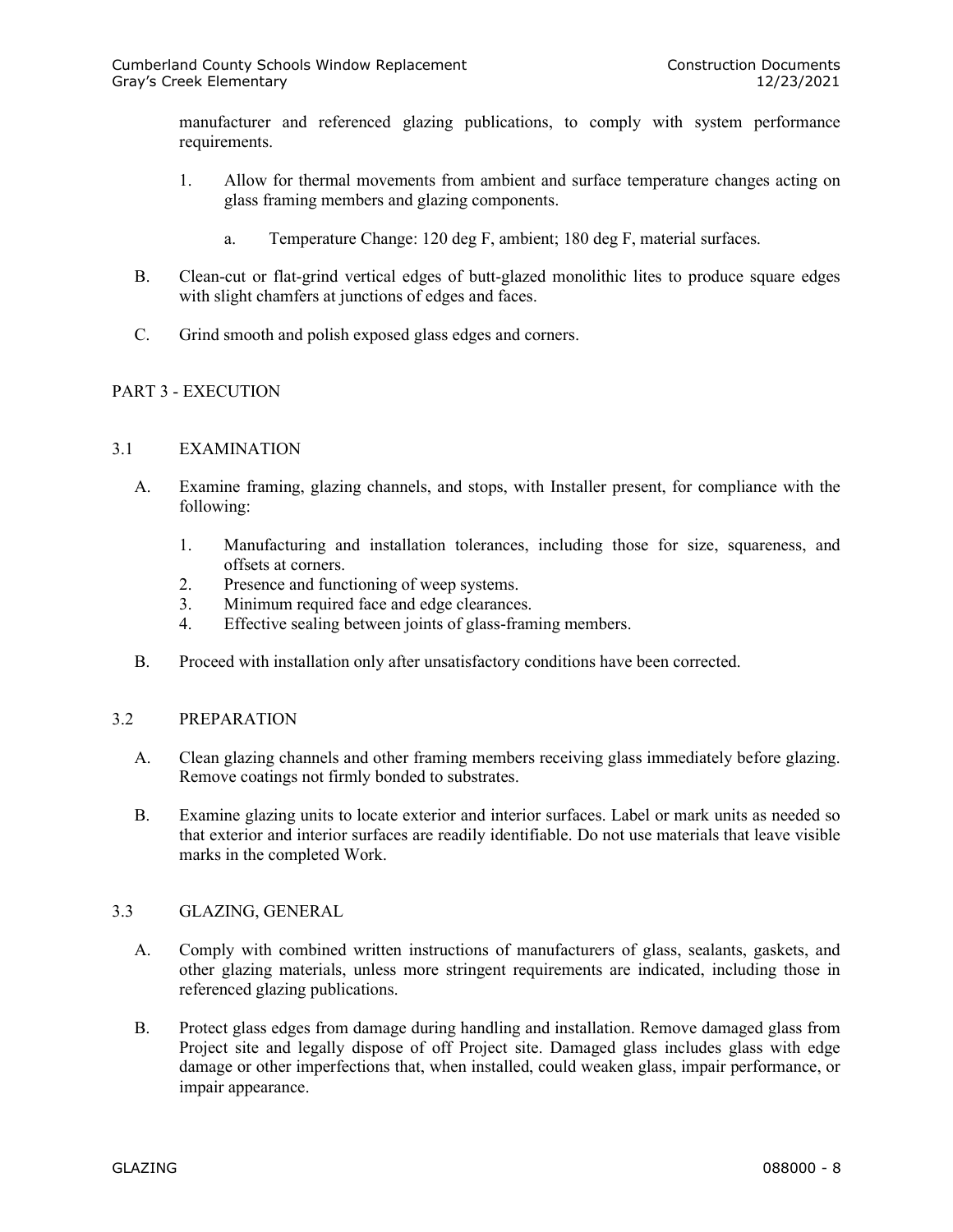manufacturer and referenced glazing publications, to comply with system performance requirements.

1. Allow for thermal movements from ambient and surface temperature changes acting on glass framing members and glazing components.

    a. Temperature Change: 120 deg F, ambient; 180 deg F, material surfaces.

B. Clean-cut or flat-grind vertical edges of butt-glazed monolithic lites to produce square edges with slight chamfers at junctions of edges and faces.

C. Grind smooth and polish exposed glass edges and corners.

## PART 3 - EXECUTION

### 3.1 EXAMINATION

A. Examine framing, glazing channels, and stops, with Installer present, for compliance with the following:

1. Manufacturing and installation tolerances, including those for size, squareness, and offsets at corners.
2. Presence and functioning of weep systems.
3. Minimum required face and edge clearances.
4. Effective sealing between joints of glass-framing members.

B. Proceed with installation only after unsatisfactory conditions have been corrected.

### 3.2 PREPARATION

A. Clean glazing channels and other framing members receiving glass immediately before glazing. Remove coatings not firmly bonded to substrates.

B. Examine glazing units to locate exterior and interior surfaces. Label or mark units as needed so that exterior and interior surfaces are readily identifiable. Do not use materials that leave visible marks in the completed Work.

### 3.3 GLAZING, GENERAL

A. Comply with combined written instructions of manufacturers of glass, sealants, gaskets, and other glazing materials, unless more stringent requirements are indicated, including those in referenced glazing publications.

B. Protect glass edges from damage during handling and installation. Remove damaged glass from Project site and legally dispose of off Project site. Damaged glass includes glass with edge damage or other imperfections that, when installed, could weaken glass, impair performance, or impair appearance.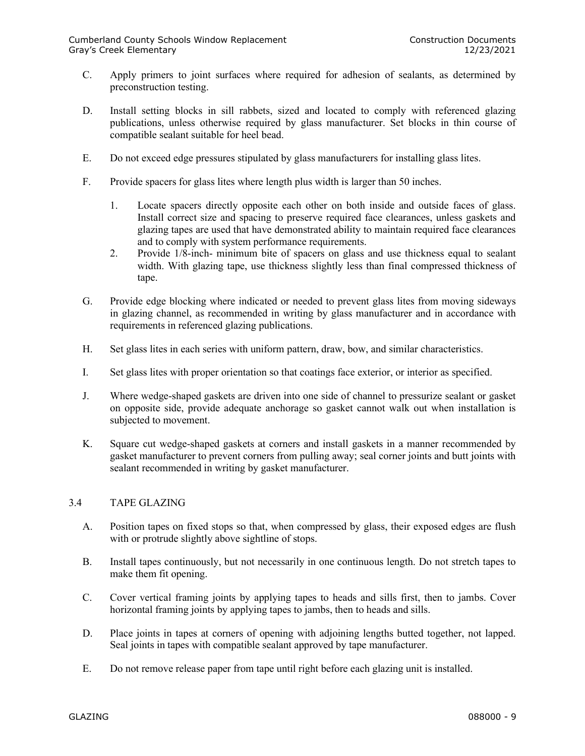C. Apply primers to joint surfaces where required for adhesion of sealants, as determined by preconstruction testing.

D. Install setting blocks in sill rabbets, sized and located to comply with referenced glazing publications, unless otherwise required by glass manufacturer. Set blocks in thin course of compatible sealant suitable for heel bead.

E. Do not exceed edge pressures stipulated by glass manufacturers for installing glass lites.

F. Provide spacers for glass lites where length plus width is larger than 50 inches.

  1. Locate spacers directly opposite each other on both inside and outside faces of glass. Install correct size and spacing to preserve required face clearances, unless gaskets and glazing tapes are used that have demonstrated ability to maintain required face clearances and to comply with system performance requirements.
  2. Provide 1/8-inch- minimum bite of spacers on glass and use thickness equal to sealant width. With glazing tape, use thickness slightly less than final compressed thickness of tape.

G. Provide edge blocking where indicated or needed to prevent glass lites from moving sideways in glazing channel, as recommended in writing by glass manufacturer and in accordance with requirements in referenced glazing publications.

H. Set glass lites in each series with uniform pattern, draw, bow, and similar characteristics.

I. Set glass lites with proper orientation so that coatings face exterior, or interior as specified.

J. Where wedge-shaped gaskets are driven into one side of channel to pressurize sealant or gasket on opposite side, provide adequate anchorage so gasket cannot walk out when installation is subjected to movement.

K. Square cut wedge-shaped gaskets at corners and install gaskets in a manner recommended by gasket manufacturer to prevent corners from pulling away; seal corner joints and butt joints with sealant recommended in writing by gasket manufacturer.

## 3.4 TAPE GLAZING

A. Position tapes on fixed stops so that, when compressed by glass, their exposed edges are flush with or protrude slightly above sightline of stops.

B. Install tapes continuously, but not necessarily in one continuous length. Do not stretch tapes to make them fit opening.

C. Cover vertical framing joints by applying tapes to heads and sills first, then to jambs. Cover horizontal framing joints by applying tapes to jambs, then to heads and sills.

D. Place joints in tapes at corners of opening with adjoining lengths butted together, not lapped. Seal joints in tapes with compatible sealant approved by tape manufacturer.

E. Do not remove release paper from tape until right before each glazing unit is installed.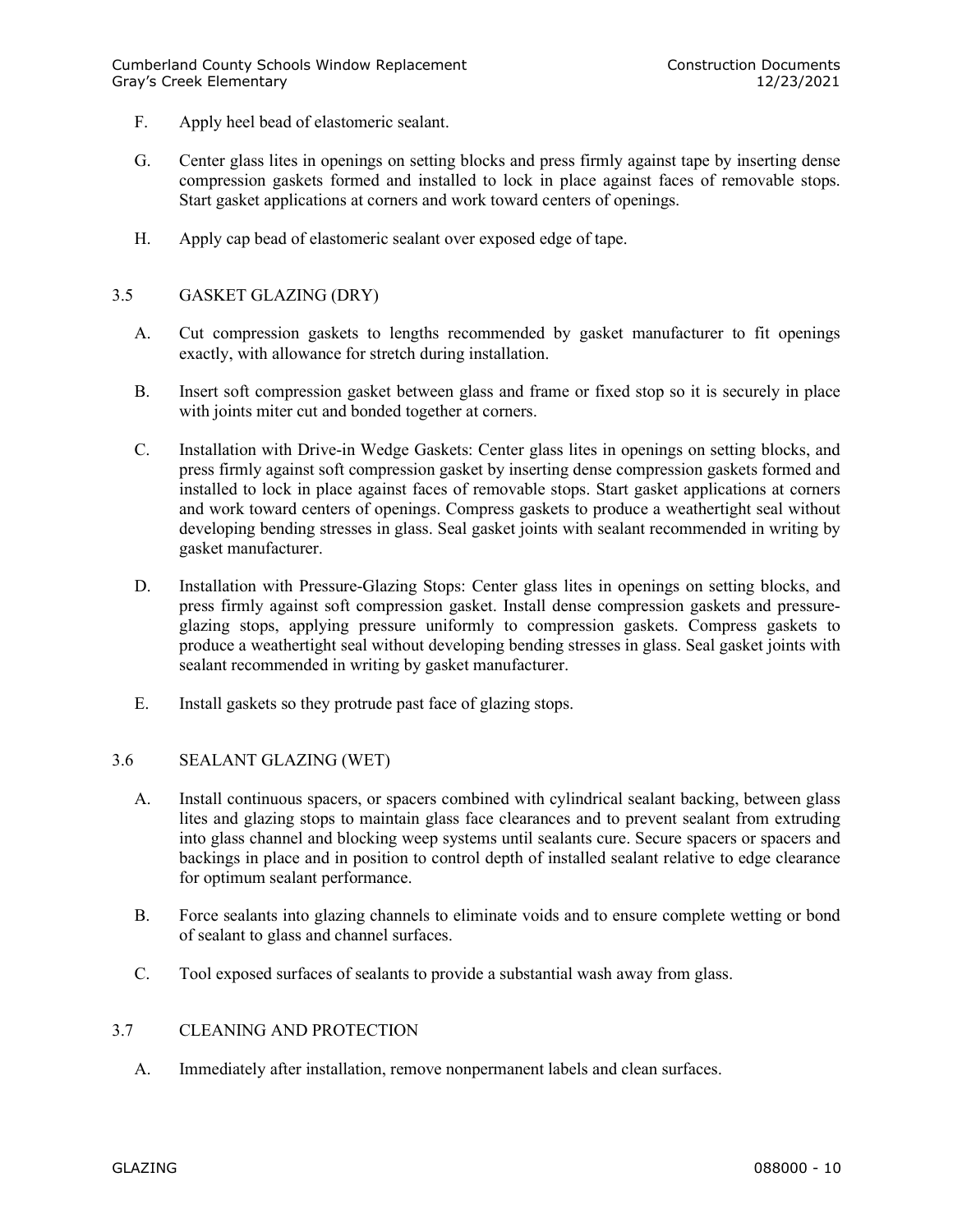F. Apply heel bead of elastomeric sealant.

G. Center glass lites in openings on setting blocks and press firmly against tape by inserting dense compression gaskets formed and installed to lock in place against faces of removable stops. Start gasket applications at corners and work toward centers of openings.

H. Apply cap bead of elastomeric sealant over exposed edge of tape.

## 3.5 GASKET GLAZING (DRY)

A. Cut compression gaskets to lengths recommended by gasket manufacturer to fit openings exactly, with allowance for stretch during installation.

B. Insert soft compression gasket between glass and frame or fixed stop so it is securely in place with joints miter cut and bonded together at corners.

C. Installation with Drive-in Wedge Gaskets: Center glass lites in openings on setting blocks, and press firmly against soft compression gasket by inserting dense compression gaskets formed and installed to lock in place against faces of removable stops. Start gasket applications at corners and work toward centers of openings. Compress gaskets to produce a weathertight seal without developing bending stresses in glass. Seal gasket joints with sealant recommended in writing by gasket manufacturer.

D. Installation with Pressure-Glazing Stops: Center glass lites in openings on setting blocks, and press firmly against soft compression gasket. Install dense compression gaskets and pressure-glazing stops, applying pressure uniformly to compression gaskets. Compress gaskets to produce a weathertight seal without developing bending stresses in glass. Seal gasket joints with sealant recommended in writing by gasket manufacturer.

E. Install gaskets so they protrude past face of glazing stops.

## 3.6 SEALANT GLAZING (WET)

A. Install continuous spacers, or spacers combined with cylindrical sealant backing, between glass lites and glazing stops to maintain glass face clearances and to prevent sealant from extruding into glass channel and blocking weep systems until sealants cure. Secure spacers or spacers and backings in place and in position to control depth of installed sealant relative to edge clearance for optimum sealant performance.

B. Force sealants into glazing channels to eliminate voids and to ensure complete wetting or bond of sealant to glass and channel surfaces.

C. Tool exposed surfaces of sealants to provide a substantial wash away from glass.

## 3.7 CLEANING AND PROTECTION

A. Immediately after installation, remove nonpermanent labels and clean surfaces.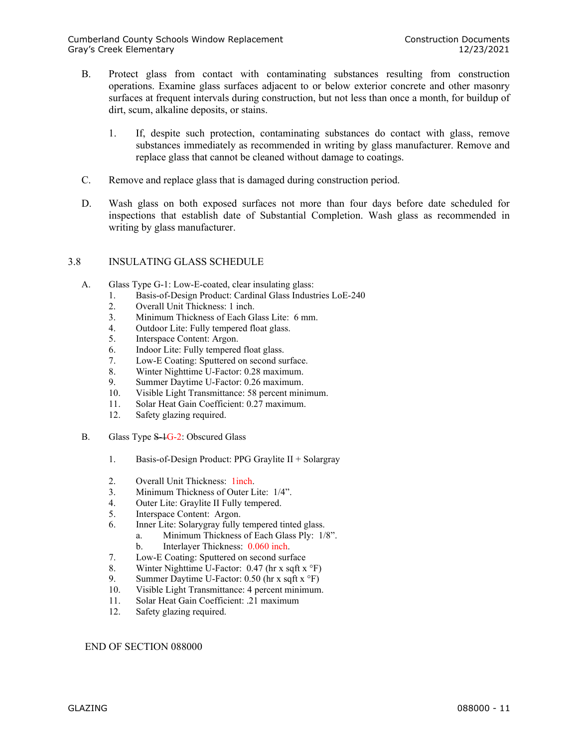B. Protect glass from contact with contaminating substances resulting from construction operations. Examine glass surfaces adjacent to or below exterior concrete and other masonry surfaces at frequent intervals during construction, but not less than once a month, for buildup of dirt, scum, alkaline deposits, or stains.

1. If, despite such protection, contaminating substances do contact with glass, remove substances immediately as recommended in writing by glass manufacturer. Remove and replace glass that cannot be cleaned without damage to coatings.

C. Remove and replace glass that is damaged during construction period.

D. Wash glass on both exposed surfaces not more than four days before date scheduled for inspections that establish date of Substantial Completion. Wash glass as recommended in writing by glass manufacturer.

## 3.8 INSULATING GLASS SCHEDULE

A. Glass Type G-1: Low-E-coated, clear insulating glass:

1. Basis-of-Design Product: Cardinal Glass Industries LoE-240
2. Overall Unit Thickness: 1 inch.
3. Minimum Thickness of Each Glass Lite: 6 mm.
4. Outdoor Lite: Fully tempered float glass.
5. Interspace Content: Argon.
6. Indoor Lite: Fully tempered float glass.
7. Low-E Coating: Sputtered on second surface.
8. Winter Nighttime U-Factor: 0.28 maximum.
9. Summer Daytime U-Factor: 0.26 maximum.
10. Visible Light Transmittance: 58 percent minimum.
11. Solar Heat Gain Coefficient: 0.27 maximum.
12. Safety glazing required.

B. Glass Type ~~S-1~~G-2: Obscured Glass

1. Basis-of-Design Product: PPG Graylite II + Solargray
2. Overall Unit Thickness: 1inch.
3. Minimum Thickness of Outer Lite: 1/4".
4. Outer Lite: Graylite II Fully tempered.
5. Interspace Content: Argon.
6. Inner Lite: Solarygray fully tempered tinted glass.
   a. Minimum Thickness of Each Glass Ply: 1/8".
   b. Interlayer Thickness: 0.060 inch.
7. Low-E Coating: Sputtered on second surface
8. Winter Nighttime U-Factor: 0.47 (hr x sqft x °F)
9. Summer Daytime U-Factor: 0.50 (hr x sqft x °F)
10. Visible Light Transmittance: 4 percent minimum.
11. Solar Heat Gain Coefficient: .21 maximum
12. Safety glazing required.

END OF SECTION 088000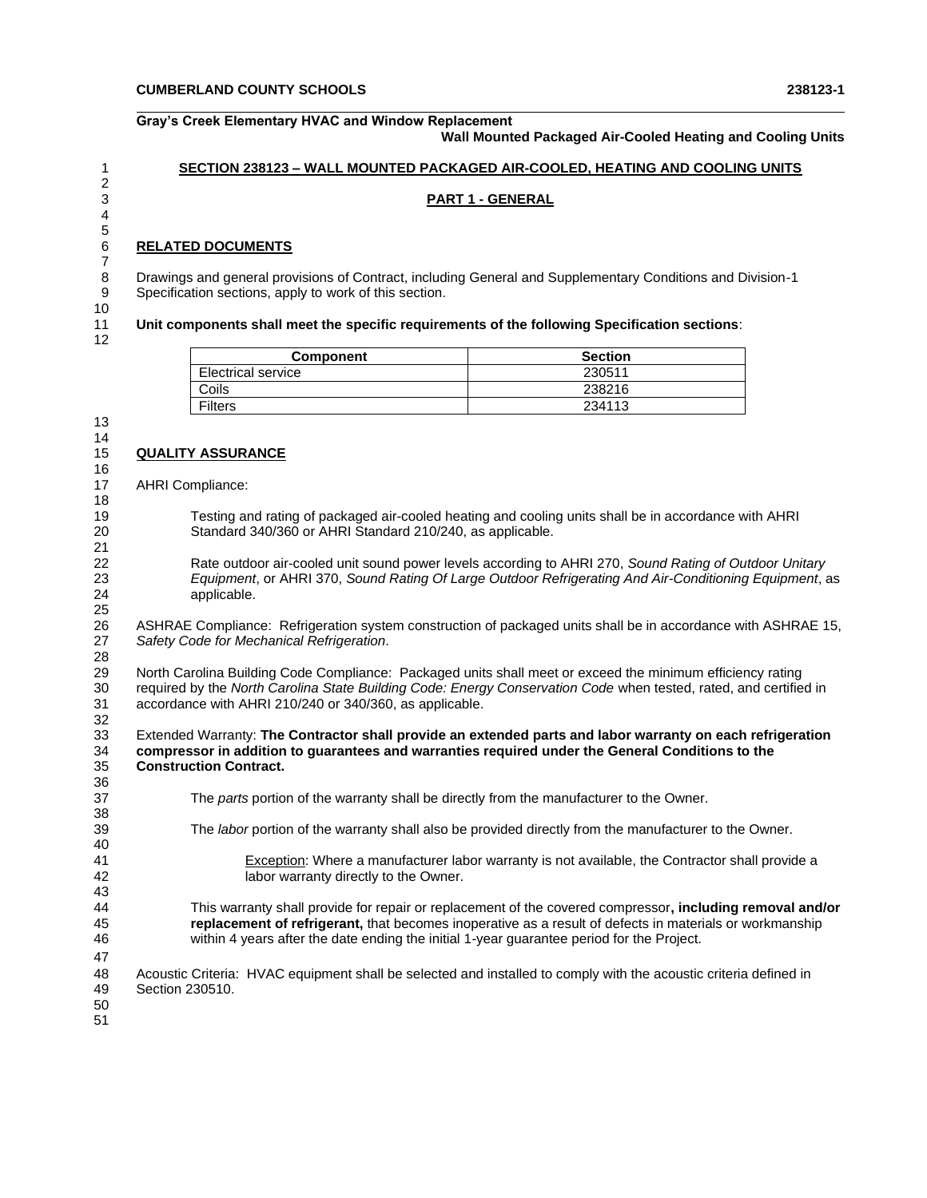## SECTION 238123 – WALL MOUNTED PACKAGED AIR-COOLED, HEATING AND COOLING UNITS

### PART 1 - GENERAL

**RELATED DOCUMENTS**

Drawings and general provisions of Contract, including General and Supplementary Conditions and Division-1 Specification sections, apply to work of this section.

**Unit components shall meet the specific requirements of the following Specification sections**:

| Component | Section |
|---|---|
| Electrical service | 230511 |
| Coils | 238216 |
| Filters | 234113 |

**QUALITY ASSURANCE**

AHRI Compliance:

Testing and rating of packaged air-cooled heating and cooling units shall be in accordance with AHRI Standard 340/360 or AHRI Standard 210/240, as applicable.

Rate outdoor air-cooled unit sound power levels according to AHRI 270, *Sound Rating of Outdoor Unitary Equipment*, or AHRI 370, *Sound Rating Of Large Outdoor Refrigerating And Air-Conditioning Equipment*, as applicable.

ASHRAE Compliance: Refrigeration system construction of packaged units shall be in accordance with ASHRAE 15, *Safety Code for Mechanical Refrigeration*.

North Carolina Building Code Compliance: Packaged units shall meet or exceed the minimum efficiency rating required by the *North Carolina State Building Code: Energy Conservation Code* when tested, rated, and certified in accordance with AHRI 210/240 or 340/360, as applicable.

Extended Warranty: **The Contractor shall provide an extended parts and labor warranty on each refrigeration compressor in addition to guarantees and warranties required under the General Conditions to the Construction Contract.**

The *parts* portion of the warranty shall be directly from the manufacturer to the Owner.

The *labor* portion of the warranty shall also be provided directly from the manufacturer to the Owner.

Exception: Where a manufacturer labor warranty is not available, the Contractor shall provide a labor warranty directly to the Owner.

This warranty shall provide for repair or replacement of the covered compressor**, including removal and/or replacement of refrigerant,** that becomes inoperative as a result of defects in materials or workmanship within 4 years after the date ending the initial 1-year guarantee period for the Project.

Acoustic Criteria: HVAC equipment shall be selected and installed to comply with the acoustic criteria defined in Section 230510.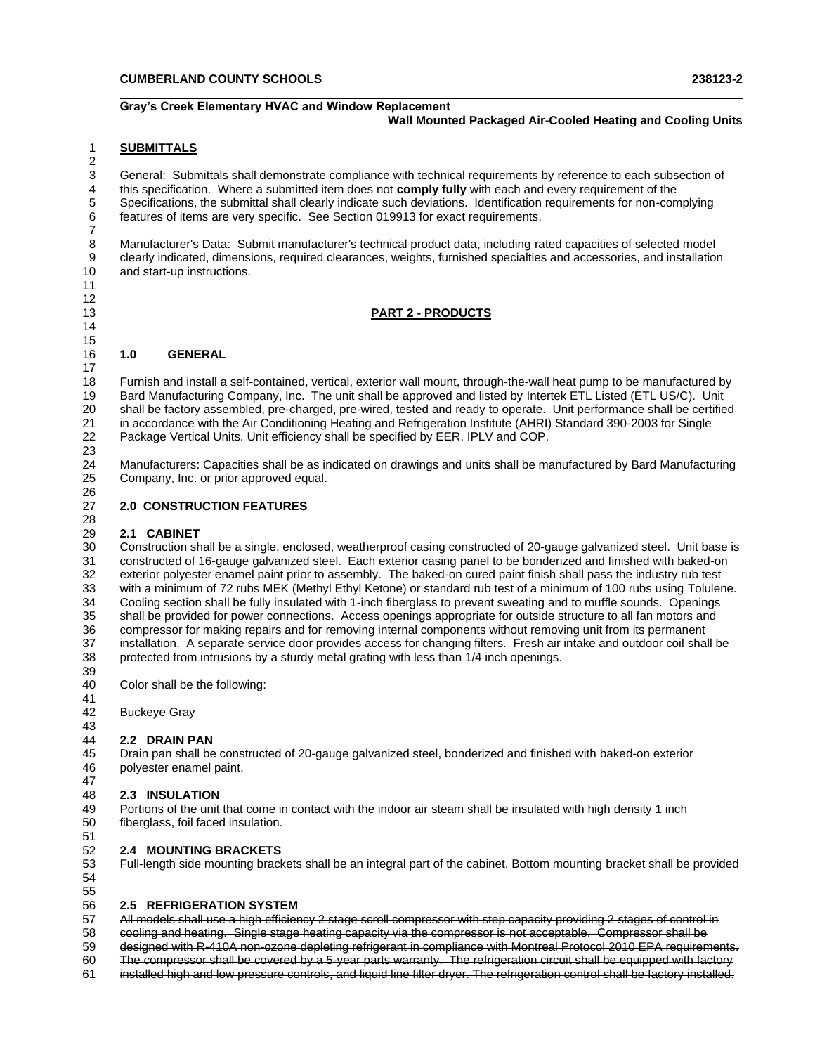**SUBMITTALS**

General: Submittals shall demonstrate compliance with technical requirements by reference to each subsection of this specification. Where a submitted item does not **comply fully** with each and every requirement of the Specifications, the submittal shall clearly indicate such deviations. Identification requirements for non-complying features of items are very specific. See Section 019913 for exact requirements.

Manufacturer's Data: Submit manufacturer's technical product data, including rated capacities of selected model clearly indicated, dimensions, required clearances, weights, furnished specialties and accessories, and installation and start-up instructions.

## PART 2 - PRODUCTS

### 1.0 GENERAL

Furnish and install a self-contained, vertical, exterior wall mount, through-the-wall heat pump to be manufactured by Bard Manufacturing Company, Inc. The unit shall be approved and listed by Intertek ETL Listed (ETL US/C). Unit shall be factory assembled, pre-charged, pre-wired, tested and ready to operate. Unit performance shall be certified in accordance with the Air Conditioning Heating and Refrigeration Institute (AHRI) Standard 390-2003 for Single Package Vertical Units. Unit efficiency shall be specified by EER, IPLV and COP.

Manufacturers: Capacities shall be as indicated on drawings and units shall be manufactured by Bard Manufacturing Company, Inc. or prior approved equal.

### 2.0 CONSTRUCTION FEATURES

#### 2.1 CABINET

Construction shall be a single, enclosed, weatherproof casing constructed of 20-gauge galvanized steel. Unit base is constructed of 16-gauge galvanized steel. Each exterior casing panel to be bonderized and finished with baked-on exterior polyester enamel paint prior to assembly. The baked-on cured paint finish shall pass the industry rub test with a minimum of 72 rubs MEK (Methyl Ethyl Ketone) or standard rub test of a minimum of 100 rubs using Tolulene. Cooling section shall be fully insulated with 1-inch fiberglass to prevent sweating and to muffle sounds. Openings shall be provided for power connections. Access openings appropriate for outside structure to all fan motors and compressor for making repairs and for removing internal components without removing unit from its permanent installation. A separate service door provides access for changing filters. Fresh air intake and outdoor coil shall be protected from intrusions by a sturdy metal grating with less than 1/4 inch openings.

Color shall be the following:

Buckeye Gray

#### 2.2 DRAIN PAN

Drain pan shall be constructed of 20-gauge galvanized steel, bonderized and finished with baked-on exterior polyester enamel paint.

#### 2.3 INSULATION

Portions of the unit that come in contact with the indoor air steam shall be insulated with high density 1 inch fiberglass, foil faced insulation.

#### 2.4 MOUNTING BRACKETS

Full-length side mounting brackets shall be an integral part of the cabinet. Bottom mounting bracket shall be provided

#### 2.5 REFRIGERATION SYSTEM

~~All models shall use a high efficiency 2 stage scroll compressor with step capacity providing 2 stages of control in cooling and heating. Single stage heating capacity via the compressor is not acceptable. Compressor shall be designed with R-410A non-ozone depleting refrigerant in compliance with Montreal Protocol 2010 EPA requirements. The compressor shall be covered by a 5-year parts warranty. The refrigeration circuit shall be equipped with factory installed high and low pressure controls, and liquid line filter dryer. The refrigeration control shall be factory installed.~~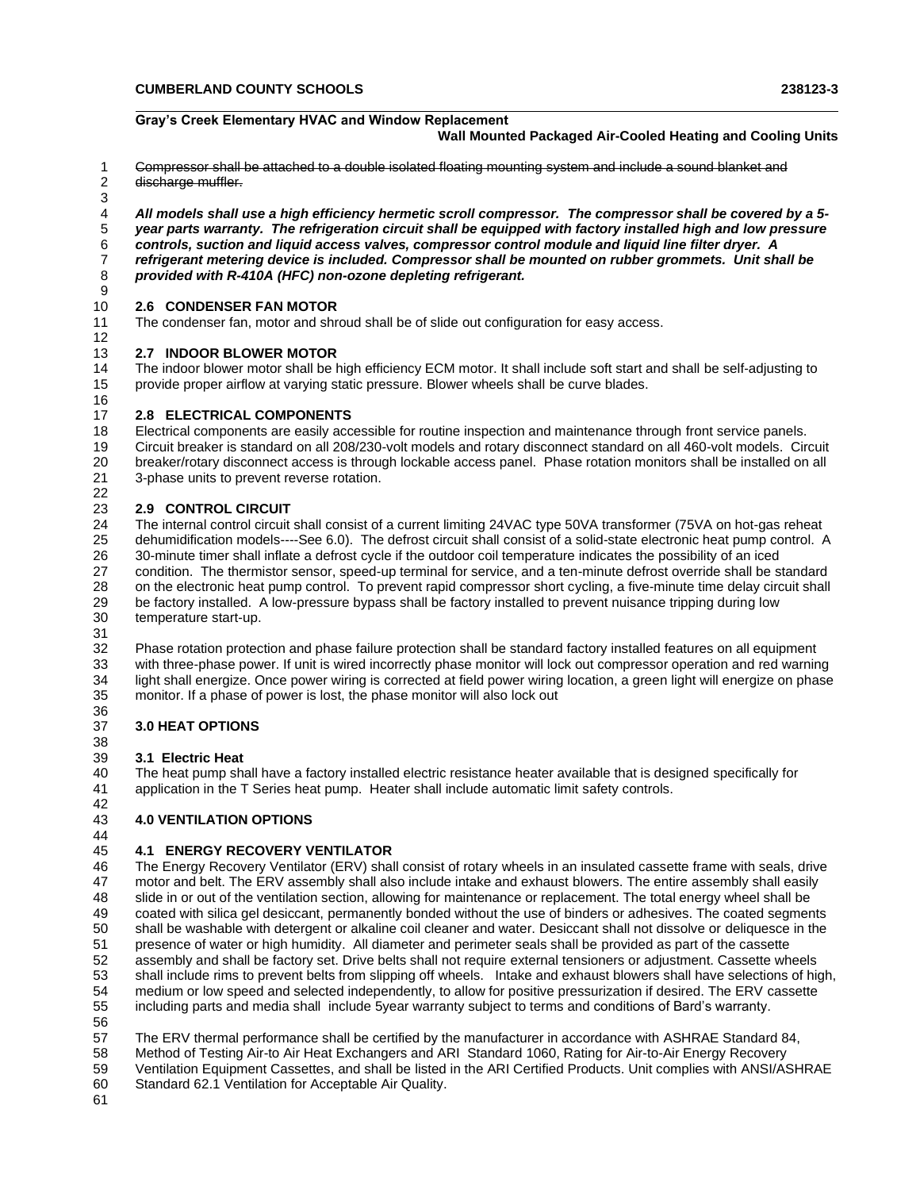~~Compressor shall be attached to a double isolated floating mounting system and include a sound blanket and discharge muffler.~~

***All models shall use a high efficiency hermetic scroll compressor. The compressor shall be covered by a 5-year parts warranty. The refrigeration circuit shall be equipped with factory installed high and low pressure controls, suction and liquid access valves, compressor control module and liquid line filter dryer. A refrigerant metering device is included. Compressor shall be mounted on rubber grommets. Unit shall be provided with R-410A (HFC) non-ozone depleting refrigerant.***

### 2.6 CONDENSER FAN MOTOR

The condenser fan, motor and shroud shall be of slide out configuration for easy access.

### 2.7 INDOOR BLOWER MOTOR

The indoor blower motor shall be high efficiency ECM motor. It shall include soft start and shall be self-adjusting to provide proper airflow at varying static pressure. Blower wheels shall be curve blades.

### 2.8 ELECTRICAL COMPONENTS

Electrical components are easily accessible for routine inspection and maintenance through front service panels. Circuit breaker is standard on all 208/230-volt models and rotary disconnect standard on all 460-volt models. Circuit breaker/rotary disconnect access is through lockable access panel. Phase rotation monitors shall be installed on all 3-phase units to prevent reverse rotation.

### 2.9 CONTROL CIRCUIT

The internal control circuit shall consist of a current limiting 24VAC type 50VA transformer (75VA on hot-gas reheat dehumidification models----See 6.0). The defrost circuit shall consist of a solid-state electronic heat pump control. A 30-minute timer shall inflate a defrost cycle if the outdoor coil temperature indicates the possibility of an iced condition. The thermistor sensor, speed-up terminal for service, and a ten-minute defrost override shall be standard on the electronic heat pump control. To prevent rapid compressor short cycling, a five-minute time delay circuit shall be factory installed. A low-pressure bypass shall be factory installed to prevent nuisance tripping during low temperature start-up.

Phase rotation protection and phase failure protection shall be standard factory installed features on all equipment with three-phase power. If unit is wired incorrectly phase monitor will lock out compressor operation and red warning light shall energize. Once power wiring is corrected at field power wiring location, a green light will energize on phase monitor. If a phase of power is lost, the phase monitor will also lock out

## 3.0 HEAT OPTIONS

### 3.1 Electric Heat

The heat pump shall have a factory installed electric resistance heater available that is designed specifically for application in the T Series heat pump. Heater shall include automatic limit safety controls.

## 4.0 VENTILATION OPTIONS

### 4.1 ENERGY RECOVERY VENTILATOR

The Energy Recovery Ventilator (ERV) shall consist of rotary wheels in an insulated cassette frame with seals, drive motor and belt. The ERV assembly shall also include intake and exhaust blowers. The entire assembly shall easily slide in or out of the ventilation section, allowing for maintenance or replacement. The total energy wheel shall be coated with silica gel desiccant, permanently bonded without the use of binders or adhesives. The coated segments shall be washable with detergent or alkaline coil cleaner and water. Desiccant shall not dissolve or deliquesce in the presence of water or high humidity. All diameter and perimeter seals shall be provided as part of the cassette assembly and shall be factory set. Drive belts shall not require external tensioners or adjustment. Cassette wheels shall include rims to prevent belts from slipping off wheels. Intake and exhaust blowers shall have selections of high, medium or low speed and selected independently, to allow for positive pressurization if desired. The ERV cassette including parts and media shall include 5year warranty subject to terms and conditions of Bard's warranty.

The ERV thermal performance shall be certified by the manufacturer in accordance with ASHRAE Standard 84, Method of Testing Air-to Air Heat Exchangers and ARI Standard 1060, Rating for Air-to-Air Energy Recovery Ventilation Equipment Cassettes, and shall be listed in the ARI Certified Products. Unit complies with ANSI/ASHRAE Standard 62.1 Ventilation for Acceptable Air Quality.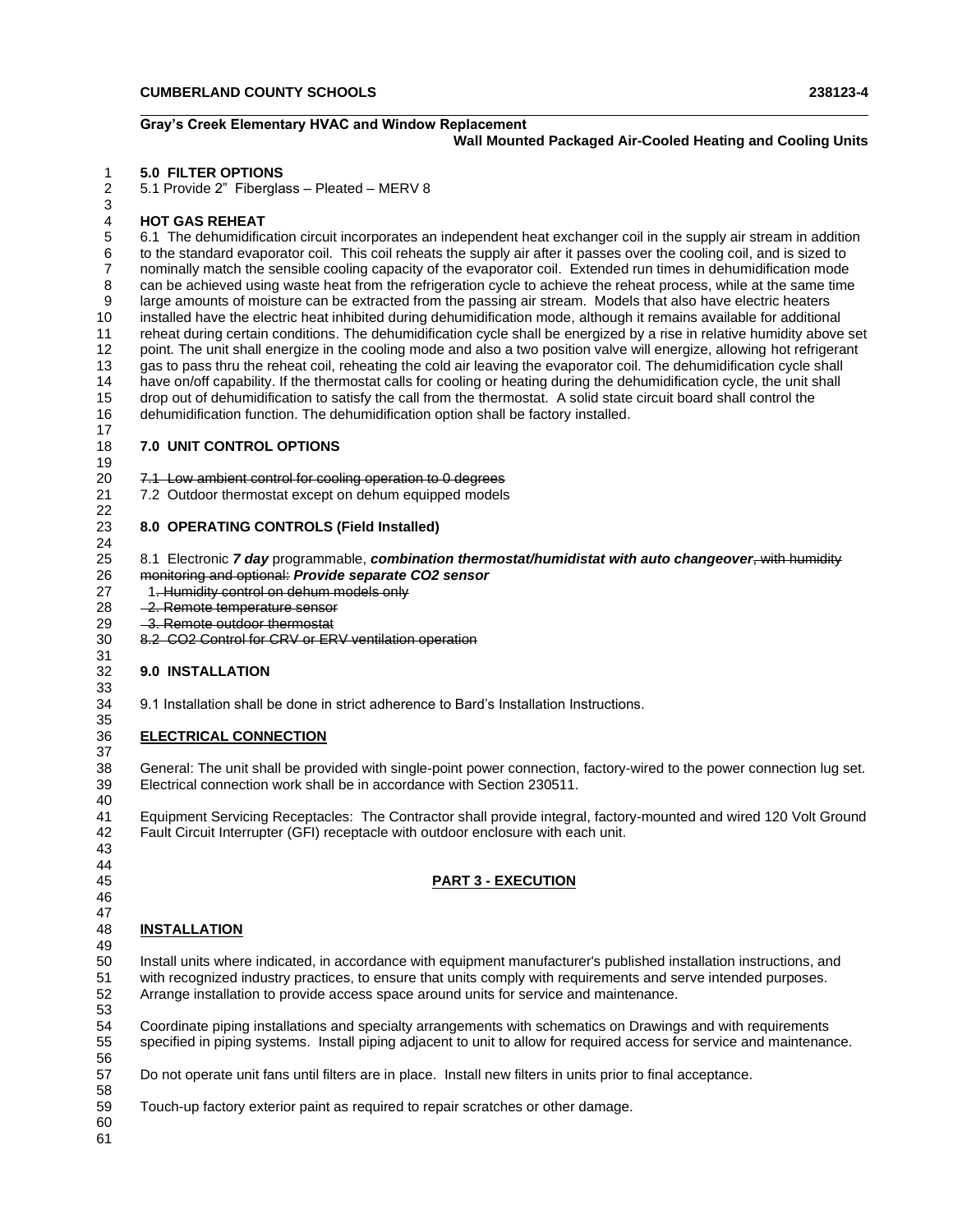**5.0 FILTER OPTIONS**
5.1 Provide 2" Fiberglass – Pleated – MERV 8

**HOT GAS REHEAT**
6.1 The dehumidification circuit incorporates an independent heat exchanger coil in the supply air stream in addition to the standard evaporator coil. This coil reheats the supply air after it passes over the cooling coil, and is sized to nominally match the sensible cooling capacity of the evaporator coil. Extended run times in dehumidification mode can be achieved using waste heat from the refrigeration cycle to achieve the reheat process, while at the same time large amounts of moisture can be extracted from the passing air stream. Models that also have electric heaters installed have the electric heat inhibited during dehumidification mode, although it remains available for additional reheat during certain conditions. The dehumidification cycle shall be energized by a rise in relative humidity above set point. The unit shall energize in the cooling mode and also a two position valve will energize, allowing hot refrigerant gas to pass thru the reheat coil, reheating the cold air leaving the evaporator coil. The dehumidification cycle shall have on/off capability. If the thermostat calls for cooling or heating during the dehumidification cycle, the unit shall drop out of dehumidification to satisfy the call from the thermostat. A solid state circuit board shall control the dehumidification function. The dehumidification option shall be factory installed.

**7.0 UNIT CONTROL OPTIONS**

~~7.1 Low ambient control for cooling operation to 0 degrees~~
7.2 Outdoor thermostat except on dehum equipped models

**8.0 OPERATING CONTROLS (Field Installed)**

8.1 Electronic ***7 day*** programmable, ***combination thermostat/humidistat with auto changeover***~~, with humidity monitoring and optional:~~ ***Provide separate CO2 sensor***
1~~. Humidity control on dehum models only~~
~~2. Remote temperature sensor~~
~~3. Remote outdoor thermostat~~
~~8.2 CO2 Control for CRV or ERV ventilation operation~~

**9.0 INSTALLATION**

9.1 Installation shall be done in strict adherence to Bard's Installation Instructions.

**ELECTRICAL CONNECTION**

General: The unit shall be provided with single-point power connection, factory-wired to the power connection lug set. Electrical connection work shall be in accordance with Section 230511.

Equipment Servicing Receptacles: The Contractor shall provide integral, factory-mounted and wired 120 Volt Ground Fault Circuit Interrupter (GFI) receptacle with outdoor enclosure with each unit.

## PART 3 - EXECUTION

**INSTALLATION**

Install units where indicated, in accordance with equipment manufacturer's published installation instructions, and with recognized industry practices, to ensure that units comply with requirements and serve intended purposes. Arrange installation to provide access space around units for service and maintenance.

Coordinate piping installations and specialty arrangements with schematics on Drawings and with requirements specified in piping systems. Install piping adjacent to unit to allow for required access for service and maintenance.

Do not operate unit fans until filters are in place. Install new filters in units prior to final acceptance.

Touch-up factory exterior paint as required to repair scratches or other damage.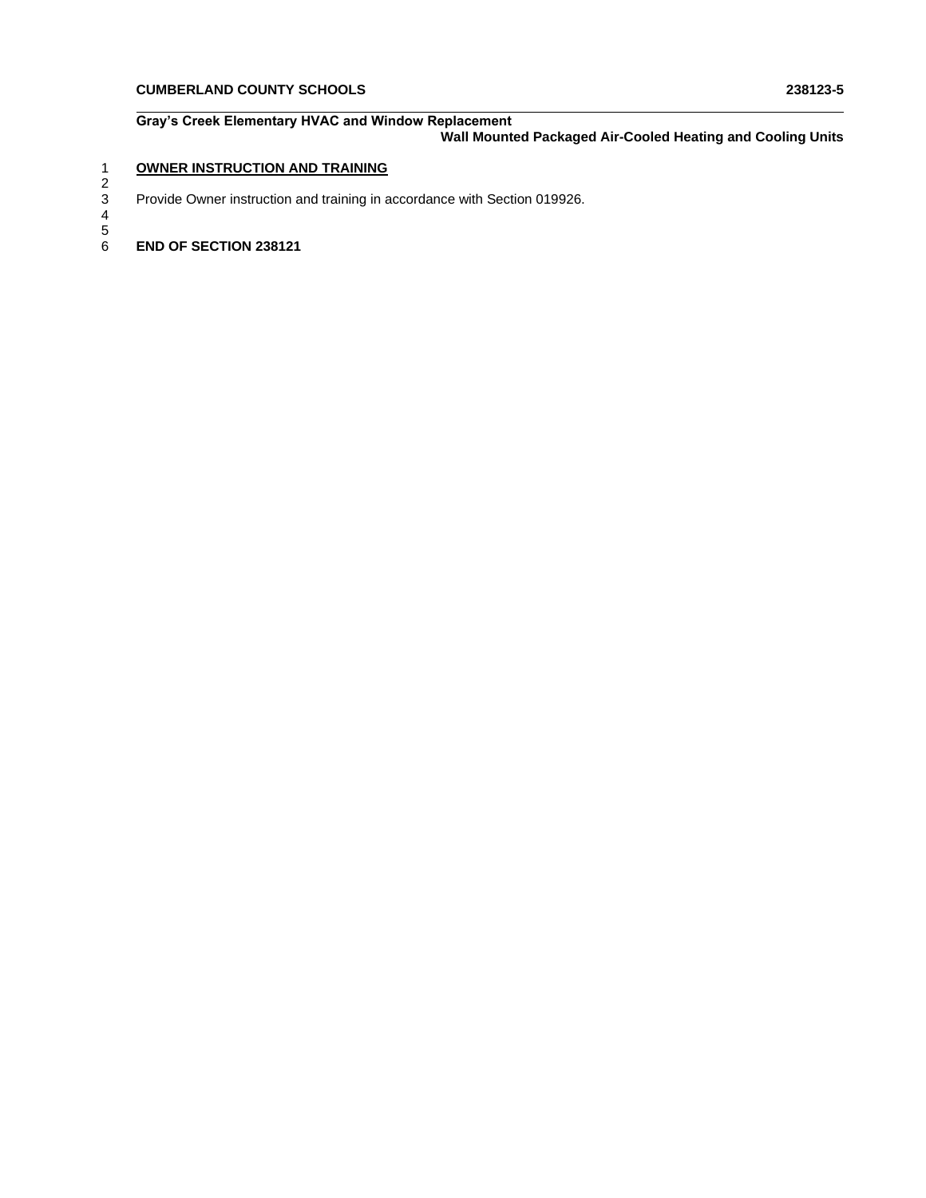**OWNER INSTRUCTION AND TRAINING**

Provide Owner instruction and training in accordance with Section 019926.

**END OF SECTION 238121**